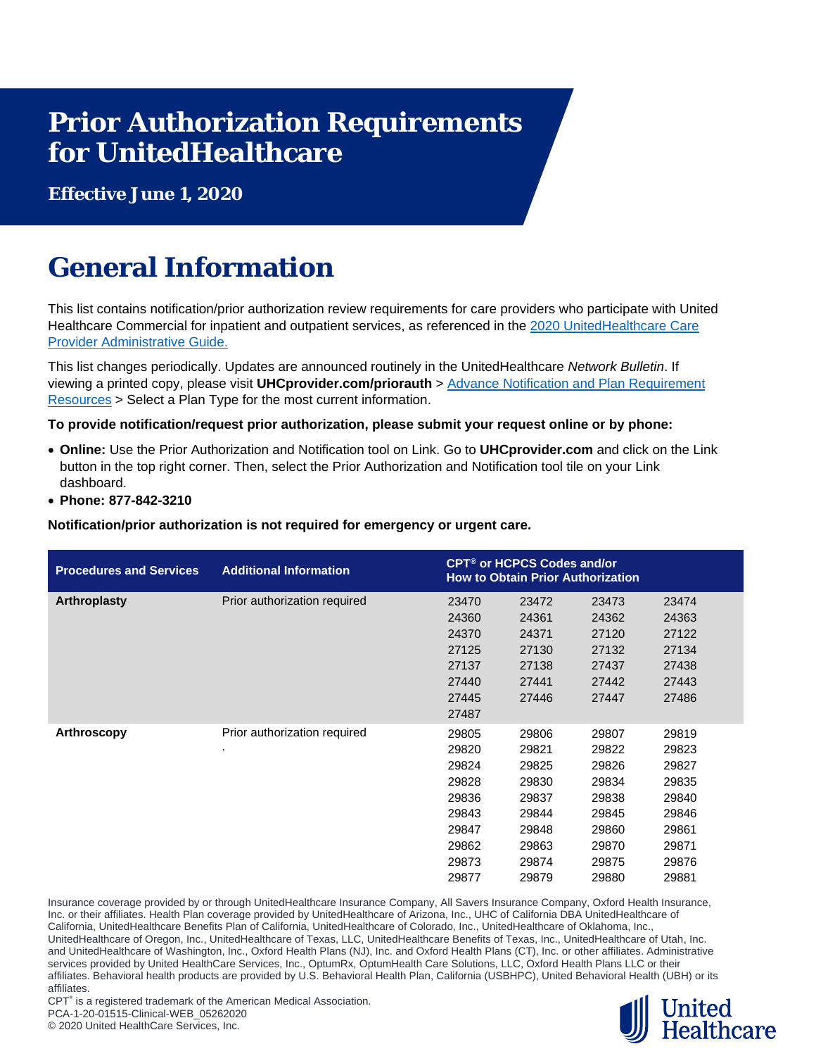#  Prior Authorization Requirements for UnitedHealthcare

**Effective June 1, 2020**

## General Information

This list contains notification/prior authorization review requirements for care providers who participate with United Healthcare Commercial for inpatient and outpatient services, as referenced in the [2020 UnitedHealthcare Care Provider Administrative Guide.]()

This list changes periodically. Updates are announced routinely in the UnitedHealthcare *Network Bulletin*. If viewing a printed copy, please visit **UHCprovider.com/priorauth** > [Advance Notification and Plan Requirement Resources]() > Select a Plan Type for the most current information.

**To provide notification/request prior authorization, please submit your request online or by phone:**

- **Online:** Use the Prior Authorization and Notification tool on Link. Go to **UHCprovider.com** and click on the Link button in the top right corner. Then, select the Prior Authorization and Notification tool tile on your Link dashboard.
- **Phone: 877-842-3210**

**Notification/prior authorization is not required for emergency or urgent care.**

| Procedures and Services | Additional Information | CPT® or HCPCS Codes and/or How to Obtain Prior Authorization | | | |
|---|---|---|---|---|---|
| **Arthroplasty** | Prior authorization required | 23470 | 23472 | 23473 | 23474 |
| | | 24360 | 24361 | 24362 | 24363 |
| | | 24370 | 24371 | 27120 | 27122 |
| | | 27125 | 27130 | 27132 | 27134 |
| | | 27137 | 27138 | 27437 | 27438 |
| | | 27440 | 27441 | 27442 | 27443 |
| | | 27445 | 27446 | 27447 | 27486 |
| | | 27487 | | | |
| **Arthroscopy** | Prior authorization required | 29805 | 29806 | 29807 | 29819 |
| | . | 29820 | 29821 | 29822 | 29823 |
| | | 29824 | 29825 | 29826 | 29827 |
| | | 29828 | 29830 | 29834 | 29835 |
| | | 29836 | 29837 | 29838 | 29840 |
| | | 29843 | 29844 | 29845 | 29846 |
| | | 29847 | 29848 | 29860 | 29861 |
| | | 29862 | 29863 | 29870 | 29871 |
| | | 29873 | 29874 | 29875 | 29876 |
| | | 29877 | 29879 | 29880 | 29881 |

Insurance coverage provided by or through UnitedHealthcare Insurance Company, All Savers Insurance Company, Oxford Health Insurance, Inc. or their affiliates. Health Plan coverage provided by UnitedHealthcare of Arizona, Inc., UHC of California DBA UnitedHealthcare of California, UnitedHealthcare Benefits Plan of California, UnitedHealthcare of Colorado, Inc., UnitedHealthcare of Oklahoma, Inc., UnitedHealthcare of Oregon, Inc., UnitedHealthcare of Texas, LLC, UnitedHealthcare Benefits of Texas, Inc., UnitedHealthcare of Utah, Inc. and UnitedHealthcare of Washington, Inc., Oxford Health Plans (NJ), Inc. and Oxford Health Plans (CT), Inc. or other affiliates. Administrative services provided by United HealthCare Services, Inc., OptumRx, OptumHealth Care Solutions, LLC, Oxford Health Plans LLC or their affiliates. Behavioral health products are provided by U.S. Behavioral Health Plan, California (USBHPC), United Behavioral Health (UBH) or its affiliates.

CPT® is a registered trademark of the American Medical Association.

PCA-1-20-01515-Clinical-WEB_05262020

© 2020 United HealthCare Services, Inc.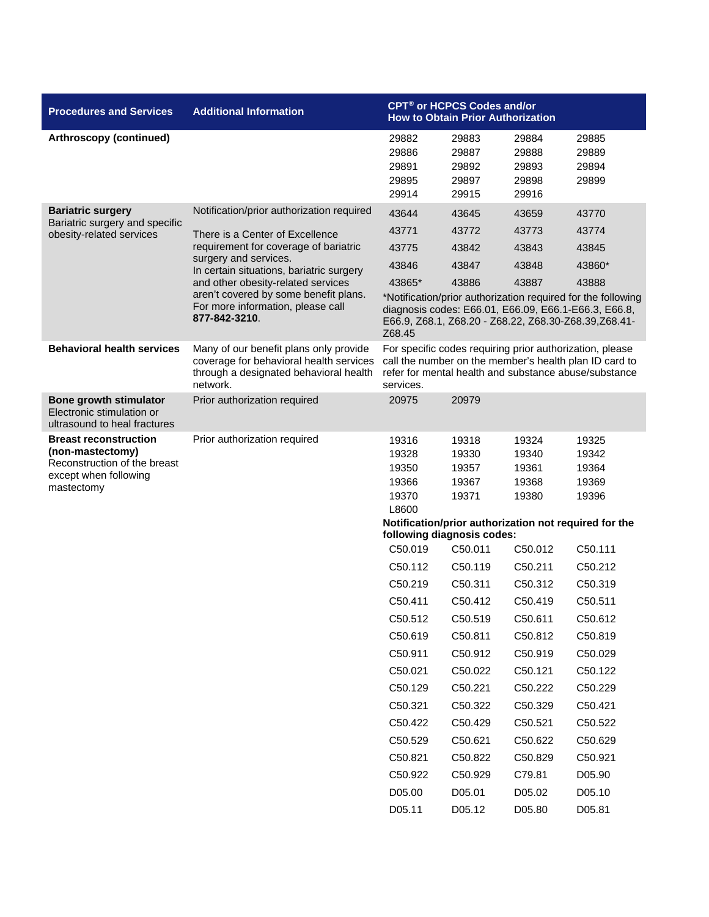| Procedures and Services | Additional Information | CPT® or HCPCS Codes and/or How to Obtain Prior Authorization | | | |
|---|---|---|---|---|---|
| **Arthroscopy (continued)** | | 29882 | 29883 | 29884 | 29885 |
| | | 29886 | 29887 | 29888 | 29889 |
| | | 29891 | 29892 | 29893 | 29894 |
| | | 29895 | 29897 | 29898 | 29899 |
| | | 29914 | 29915 | 29916 | |
| **Bariatric surgery** Bariatric surgery and specific obesity-related services | Notification/prior authorization required<br><br>There is a Center of Excellence requirement for coverage of bariatric surgery and services. In certain situations, bariatric surgery and other obesity-related services aren't covered by some benefit plans. For more information, please call **877-842-3210**. | 43644 | 43645 | 43659 | 43770 |
| | | 43771 | 43772 | 43773 | 43774 |
| | | 43775 | 43842 | 43843 | 43845 |
| | | 43846 | 43847 | 43848 | 43860* |
| | | 43865* | 43886 | 43887 | 43888 |
| | | *Notification/prior authorization required for the following diagnosis codes: E66.01, E66.09, E66.1-E66.3, E66.8, E66.9, Z68.1, Z68.20 - Z68.22, Z68.30-Z68.39,Z68.41-Z68.45 | | | |
| **Behavioral health services** | Many of our benefit plans only provide coverage for behavioral health services through a designated behavioral health network. | For specific codes requiring prior authorization, please call the number on the member's health plan ID card to refer for mental health and substance abuse/substance services. | | | |
| **Bone growth stimulator** Electronic stimulation or ultrasound to heal fractures | Prior authorization required | 20975 | 20979 | | |
| **Breast reconstruction (non-mastectomy)** Reconstruction of the breast except when following mastectomy | Prior authorization required | 19316 | 19318 | 19324 | 19325 |
| | | 19328 | 19330 | 19340 | 19342 |
| | | 19350 | 19357 | 19361 | 19364 |
| | | 19366 | 19367 | 19368 | 19369 |
| | | 19370 | 19371 | 19380 | 19396 |
| | | L8600 | | | |
| | | **Notification/prior authorization not required for the following diagnosis codes:** | | | |
| | | C50.019 | C50.011 | C50.012 | C50.111 |
| | | C50.112 | C50.119 | C50.211 | C50.212 |
| | | C50.219 | C50.311 | C50.312 | C50.319 |
| | | C50.411 | C50.412 | C50.419 | C50.511 |
| | | C50.512 | C50.519 | C50.611 | C50.612 |
| | | C50.619 | C50.811 | C50.812 | C50.819 |
| | | C50.911 | C50.912 | C50.919 | C50.029 |
| | | C50.021 | C50.022 | C50.121 | C50.122 |
| | | C50.129 | C50.221 | C50.222 | C50.229 |
| | | C50.321 | C50.322 | C50.329 | C50.421 |
| | | C50.422 | C50.429 | C50.521 | C50.522 |
| | | C50.529 | C50.621 | C50.622 | C50.629 |
| | | C50.821 | C50.822 | C50.829 | C50.921 |
| | | C50.922 | C50.929 | C79.81 | D05.90 |
| | | D05.00 | D05.01 | D05.02 | D05.10 |
| | | D05.11 | D05.12 | D05.80 | D05.81 |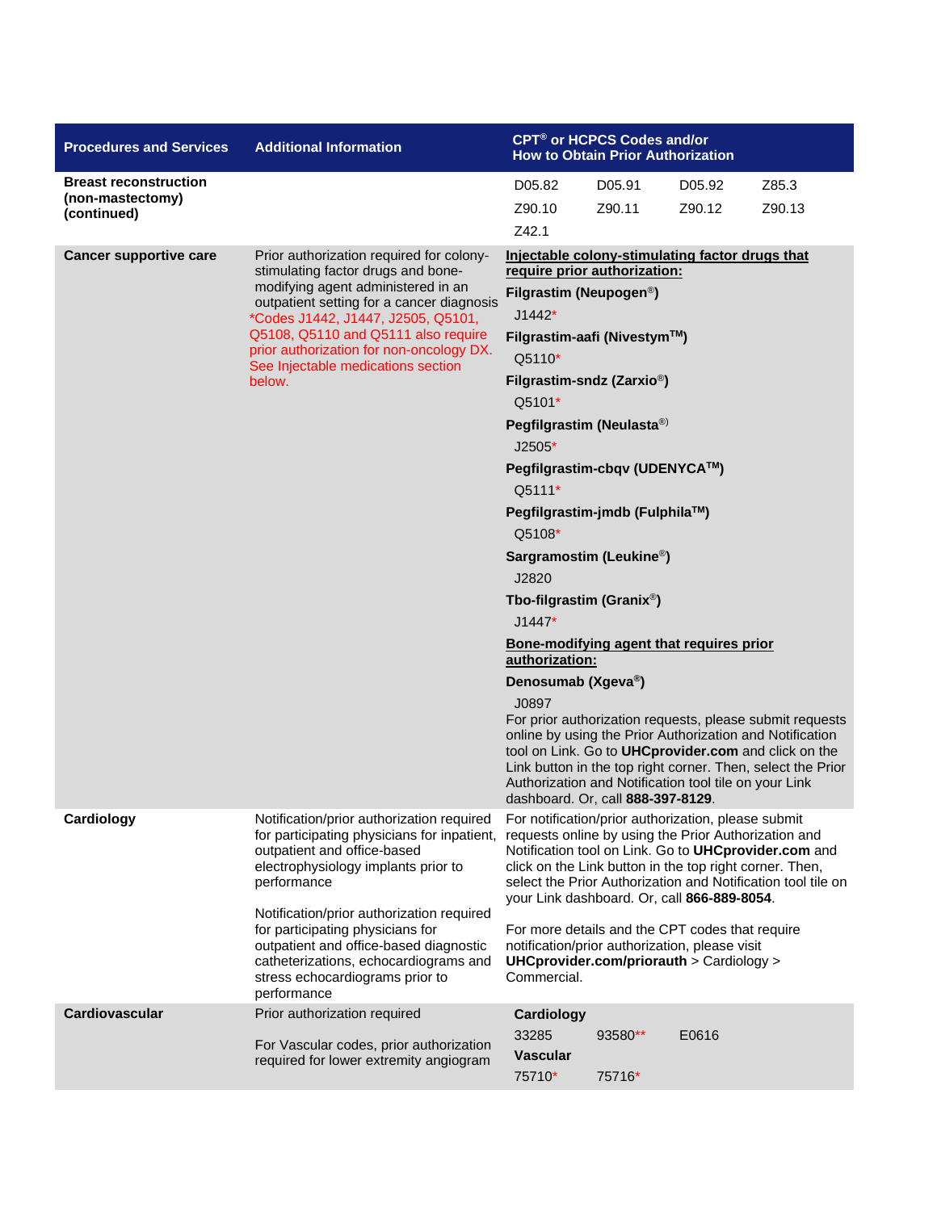| Procedures and Services | Additional Information | CPT® or HCPCS Codes and/or How to Obtain Prior Authorization |
|---|---|---|
| **Breast reconstruction (non-mastectomy) (continued)** | | D05.82 D05.91 D05.92 Z85.3<br>Z90.10 Z90.11 Z90.12 Z90.13<br>Z42.1 |
| **Cancer supportive care** | Prior authorization required for colony-stimulating factor drugs and bone-modifying agent administered in an outpatient setting for a cancer diagnosis<br>*Codes J1442, J1447, J2505, Q5101, Q5108, Q5110 and Q5111 also require prior authorization for non-oncology DX. See Injectable medications section below. | **Injectable colony-stimulating factor drugs that require prior authorization:**<br>**Filgrastim (Neupogen®)**<br>J1442*<br>**Filgrastim-aafi (Nivestym™)**<br>Q5110*<br>**Filgrastim-sndz (Zarxio®)**<br>Q5101*<br>**Pegfilgrastim (Neulasta®)**<br>J2505*<br>**Pegfilgrastim-cbqv (UDENYCA™)**<br>Q5111*<br>**Pegfilgrastim-jmdb (Fulphila™)**<br>Q5108*<br>**Sargramostim (Leukine®)**<br>J2820<br>**Tbo-filgrastim (Granix®)**<br>J1447*<br>**Bone-modifying agent that requires prior authorization:**<br>**Denosumab (Xgeva®)**<br>J0897<br>For prior authorization requests, please submit requests online by using the Prior Authorization and Notification tool on Link. Go to **UHCprovider.com** and click on the Link button in the top right corner. Then, select the Prior Authorization and Notification tool tile on your Link dashboard. Or, call **888-397-8129**. |
| **Cardiology** | Notification/prior authorization required for participating physicians for inpatient, outpatient and office-based electrophysiology implants prior to performance<br><br>Notification/prior authorization required for participating physicians for outpatient and office-based diagnostic catheterizations, echocardiograms and stress echocardiograms prior to performance | For notification/prior authorization, please submit requests online by using the Prior Authorization and Notification tool on Link. Go to **UHCprovider.com** and click on the Link button in the top right corner. Then, select the Prior Authorization and Notification tool tile on your Link dashboard. Or, call **866-889-8054**.<br><br>For more details and the CPT codes that require notification/prior authorization, please visit **UHCprovider.com/priorauth** > Cardiology > Commercial. |
| **Cardiovascular** | Prior authorization required<br><br>For Vascular codes, prior authorization required for lower extremity angiogram | **Cardiology**<br>33285 93580** E0616<br>**Vascular**<br>75710* 75716* |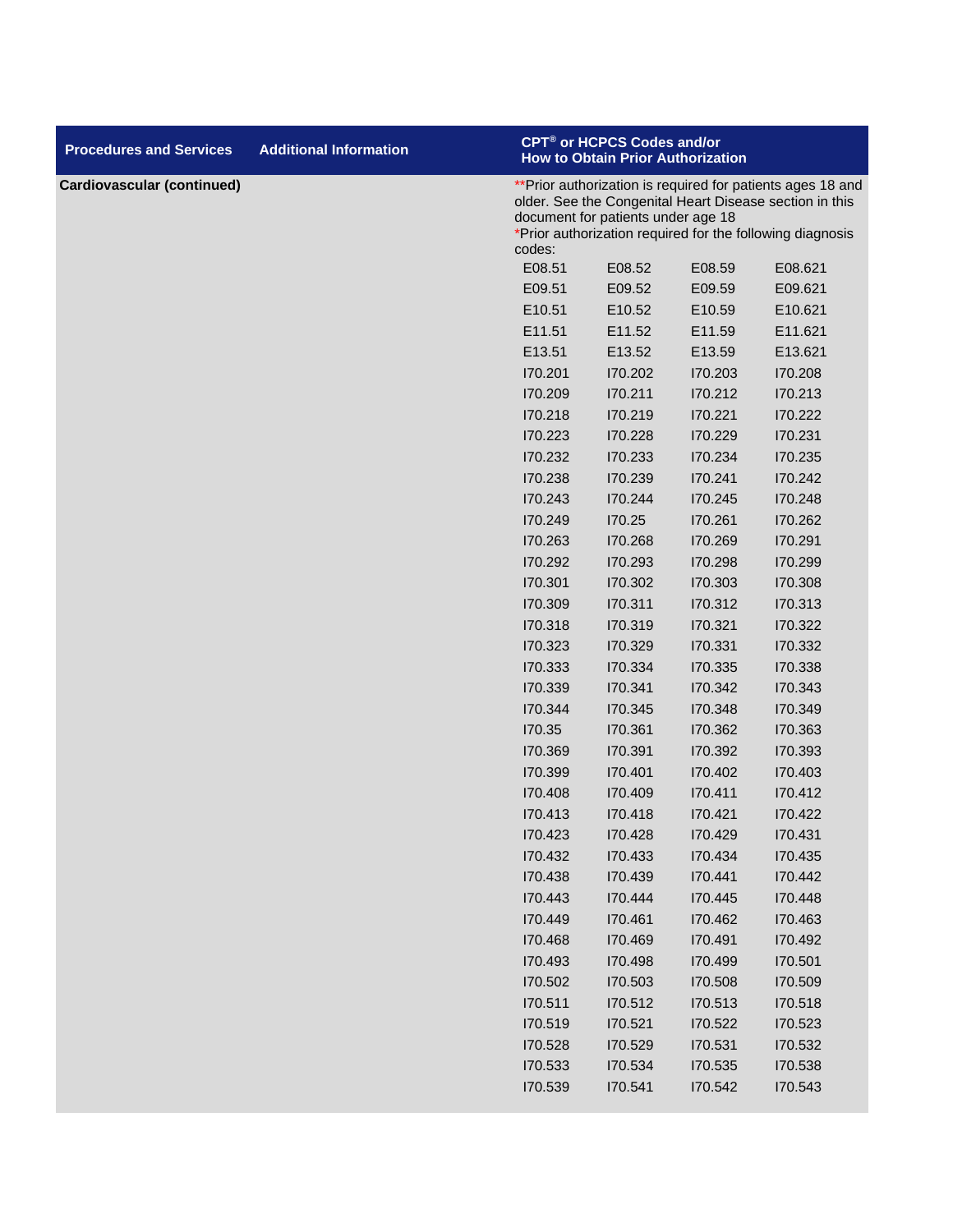| Procedures and Services | Additional Information | CPT® or HCPCS Codes and/or How to Obtain Prior Authorization |
|---|---|---|
| **Cardiovascular (continued)** | | **Prior authorization is required for patients ages 18 and older. See the Congenital Heart Disease section in this document for patients under age 18<br>*Prior authorization required for the following diagnosis codes: |

| | | | |
|---|---|---|---|
| E08.51 | E08.52 | E08.59 | E08.621 |
| E09.51 | E09.52 | E09.59 | E09.621 |
| E10.51 | E10.52 | E10.59 | E10.621 |
| E11.51 | E11.52 | E11.59 | E11.621 |
| E13.51 | E13.52 | E13.59 | E13.621 |
| I70.201 | I70.202 | I70.203 | I70.208 |
| I70.209 | I70.211 | I70.212 | I70.213 |
| I70.218 | I70.219 | I70.221 | I70.222 |
| I70.223 | I70.228 | I70.229 | I70.231 |
| I70.232 | I70.233 | I70.234 | I70.235 |
| I70.238 | I70.239 | I70.241 | I70.242 |
| I70.243 | I70.244 | I70.245 | I70.248 |
| I70.249 | I70.25 | I70.261 | I70.262 |
| I70.263 | I70.268 | I70.269 | I70.291 |
| I70.292 | I70.293 | I70.298 | I70.299 |
| I70.301 | I70.302 | I70.303 | I70.308 |
| I70.309 | I70.311 | I70.312 | I70.313 |
| I70.318 | I70.319 | I70.321 | I70.322 |
| I70.323 | I70.329 | I70.331 | I70.332 |
| I70.333 | I70.334 | I70.335 | I70.338 |
| I70.339 | I70.341 | I70.342 | I70.343 |
| I70.344 | I70.345 | I70.348 | I70.349 |
| I70.35 | I70.361 | I70.362 | I70.363 |
| I70.369 | I70.391 | I70.392 | I70.393 |
| I70.399 | I70.401 | I70.402 | I70.403 |
| I70.408 | I70.409 | I70.411 | I70.412 |
| I70.413 | I70.418 | I70.421 | I70.422 |
| I70.423 | I70.428 | I70.429 | I70.431 |
| I70.432 | I70.433 | I70.434 | I70.435 |
| I70.438 | I70.439 | I70.441 | I70.442 |
| I70.443 | I70.444 | I70.445 | I70.448 |
| I70.449 | I70.461 | I70.462 | I70.463 |
| I70.468 | I70.469 | I70.491 | I70.492 |
| I70.493 | I70.498 | I70.499 | I70.501 |
| I70.502 | I70.503 | I70.508 | I70.509 |
| I70.511 | I70.512 | I70.513 | I70.518 |
| I70.519 | I70.521 | I70.522 | I70.523 |
| I70.528 | I70.529 | I70.531 | I70.532 |
| I70.533 | I70.534 | I70.535 | I70.538 |
| I70.539 | I70.541 | I70.542 | I70.543 |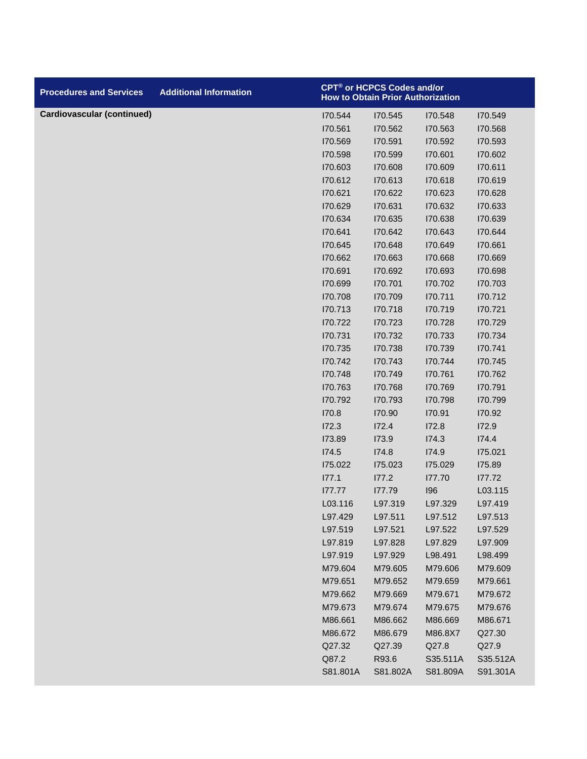| Procedures and Services | Additional Information | CPT® or HCPCS Codes and/or How to Obtain Prior Authorization | | | |
|---|---|---|---|---|---|
| **Cardiovascular (continued)** | | I70.544 | I70.545 | I70.548 | I70.549 |
| | | I70.561 | I70.562 | I70.563 | I70.568 |
| | | I70.569 | I70.591 | I70.592 | I70.593 |
| | | I70.598 | I70.599 | I70.601 | I70.602 |
| | | I70.603 | I70.608 | I70.609 | I70.611 |
| | | I70.612 | I70.613 | I70.618 | I70.619 |
| | | I70.621 | I70.622 | I70.623 | I70.628 |
| | | I70.629 | I70.631 | I70.632 | I70.633 |
| | | I70.634 | I70.635 | I70.638 | I70.639 |
| | | I70.641 | I70.642 | I70.643 | I70.644 |
| | | I70.645 | I70.648 | I70.649 | I70.661 |
| | | I70.662 | I70.663 | I70.668 | I70.669 |
| | | I70.691 | I70.692 | I70.693 | I70.698 |
| | | I70.699 | I70.701 | I70.702 | I70.703 |
| | | I70.708 | I70.709 | I70.711 | I70.712 |
| | | I70.713 | I70.718 | I70.719 | I70.721 |
| | | I70.722 | I70.723 | I70.728 | I70.729 |
| | | I70.731 | I70.732 | I70.733 | I70.734 |
| | | I70.735 | I70.738 | I70.739 | I70.741 |
| | | I70.742 | I70.743 | I70.744 | I70.745 |
| | | I70.748 | I70.749 | I70.761 | I70.762 |
| | | I70.763 | I70.768 | I70.769 | I70.791 |
| | | I70.792 | I70.793 | I70.798 | I70.799 |
| | | I70.8 | I70.90 | I70.91 | I70.92 |
| | | I72.3 | I72.4 | I72.8 | I72.9 |
| | | I73.89 | I73.9 | I74.3 | I74.4 |
| | | I74.5 | I74.8 | I74.9 | I75.021 |
| | | I75.022 | I75.023 | I75.029 | I75.89 |
| | | I77.1 | I77.2 | I77.70 | I77.72 |
| | | I77.77 | I77.79 | I96 | L03.115 |
| | | L03.116 | L97.319 | L97.329 | L97.419 |
| | | L97.429 | L97.511 | L97.512 | L97.513 |
| | | L97.519 | L97.521 | L97.522 | L97.529 |
| | | L97.819 | L97.828 | L97.829 | L97.909 |
| | | L97.919 | L97.929 | L98.491 | L98.499 |
| | | M79.604 | M79.605 | M79.606 | M79.609 |
| | | M79.651 | M79.652 | M79.659 | M79.661 |
| | | M79.662 | M79.669 | M79.671 | M79.672 |
| | | M79.673 | M79.674 | M79.675 | M79.676 |
| | | M86.661 | M86.662 | M86.669 | M86.671 |
| | | M86.672 | M86.679 | M86.8X7 | Q27.30 |
| | | Q27.32 | Q27.39 | Q27.8 | Q27.9 |
| | | Q87.2 | R93.6 | S35.511A | S35.512A |
| | | S81.801A | S81.802A | S81.809A | S91.301A |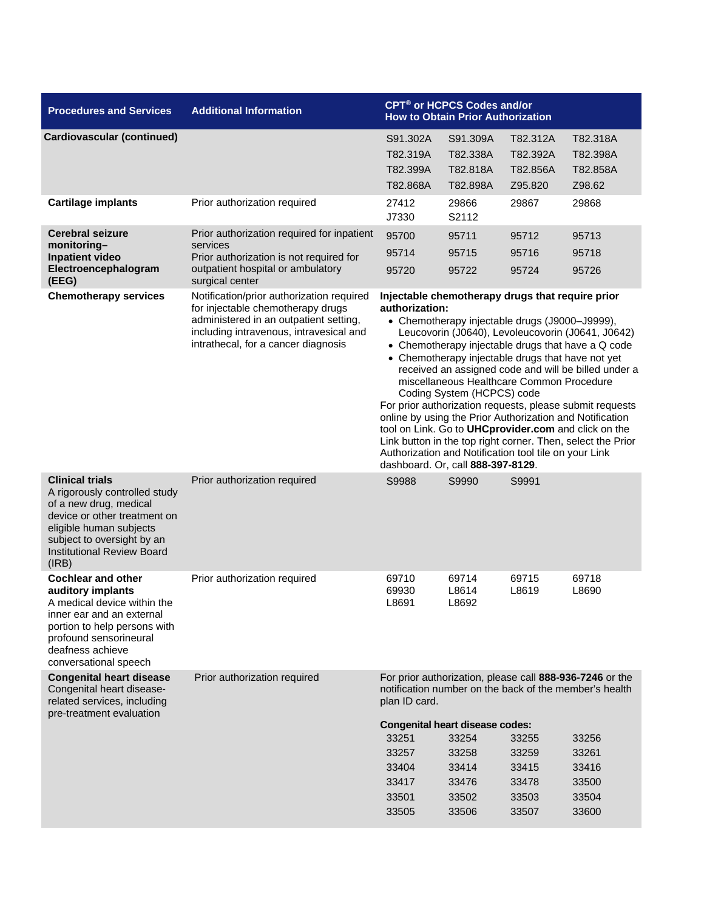| Procedures and Services | Additional Information | CPT® or HCPCS Codes and/or How to Obtain Prior Authorization |
|---|---|---|
| **Cardiovascular (continued)** | | S91.302A S91.309A T82.312A T82.318A T82.319A T82.338A T82.392A T82.398A T82.399A T82.818A T82.856A T82.858A T82.868A T82.898A Z95.820 Z98.62 |
| **Cartilage implants** | Prior authorization required | 27412 29866 29867 29868 J7330 S2112 |
| **Cerebral seizure monitoring– Inpatient video Electroencephalogram (EEG)** | Prior authorization required for inpatient services<br>Prior authorization is not required for outpatient hospital or ambulatory surgical center | 95700 95711 95712 95713 95714 95715 95716 95718 95720 95722 95724 95726 |
| **Chemotherapy services** | Notification/prior authorization required for injectable chemotherapy drugs administered in an outpatient setting, including intravenous, intravesical and intrathecal, for a cancer diagnosis | **Injectable chemotherapy drugs that require prior authorization:**<br>• Chemotherapy injectable drugs (J9000–J9999), Leucovorin (J0640), Levoleucovorin (J0641, J0642)<br>• Chemotherapy injectable drugs that have a Q code<br>• Chemotherapy injectable drugs that have not yet received an assigned code and will be billed under a miscellaneous Healthcare Common Procedure Coding System (HCPCS) code<br>For prior authorization requests, please submit requests online by using the Prior Authorization and Notification tool on Link. Go to **UHCprovider.com** and click on the Link button in the top right corner. Then, select the Prior Authorization and Notification tool tile on your Link dashboard. Or, call **888-397-8129**. |
| **Clinical trials**<br>A rigorously controlled study of a new drug, medical device or other treatment on eligible human subjects subject to oversight by an Institutional Review Board (IRB) | Prior authorization required | S9988 S9990 S9991 |
| **Cochlear and other auditory implants**<br>A medical device within the inner ear and an external portion to help persons with profound sensorineural deafness achieve conversational speech | Prior authorization required | 69710 69714 69715 69718 69930 L8614 L8619 L8690 L8691 L8692 |
| **Congenital heart disease**<br>Congenital heart disease-related services, including pre-treatment evaluation | Prior authorization required | For prior authorization, please call **888-936-7246** or the notification number on the back of the member's health plan ID card.<br><br>**Congenital heart disease codes:**<br>33251 33254 33255 33256 33257 33258 33259 33261 33404 33414 33415 33416 33417 33476 33478 33500 33501 33502 33503 33504 33505 33506 33507 33600 |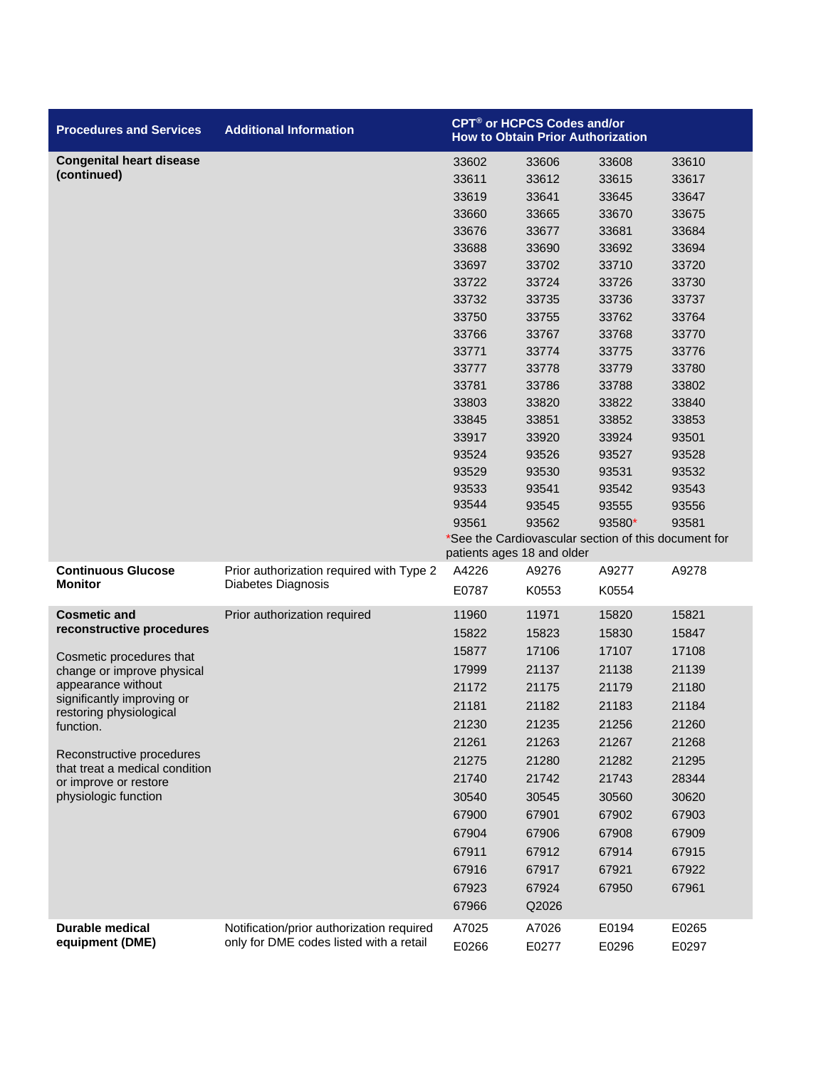| Procedures and Services | Additional Information | CPT® or HCPCS Codes and/or How to Obtain Prior Authorization | | | |
|---|---|---|---|---|---|
| **Congenital heart disease (continued)** | | 33602 | 33606 | 33608 | 33610 |
| | | 33611 | 33612 | 33615 | 33617 |
| | | 33619 | 33641 | 33645 | 33647 |
| | | 33660 | 33665 | 33670 | 33675 |
| | | 33676 | 33677 | 33681 | 33684 |
| | | 33688 | 33690 | 33692 | 33694 |
| | | 33697 | 33702 | 33710 | 33720 |
| | | 33722 | 33724 | 33726 | 33730 |
| | | 33732 | 33735 | 33736 | 33737 |
| | | 33750 | 33755 | 33762 | 33764 |
| | | 33766 | 33767 | 33768 | 33770 |
| | | 33771 | 33774 | 33775 | 33776 |
| | | 33777 | 33778 | 33779 | 33780 |
| | | 33781 | 33786 | 33788 | 33802 |
| | | 33803 | 33820 | 33822 | 33840 |
| | | 33845 | 33851 | 33852 | 33853 |
| | | 33917 | 33920 | 33924 | 93501 |
| | | 93524 | 93526 | 93527 | 93528 |
| | | 93529 | 93530 | 93531 | 93532 |
| | | 93533 | 93541 | 93542 | 93543 |
| | | 93544 | 93545 | 93555 | 93556 |
| | | 93561 | 93562 | 93580* | 93581 |
| | | *See the Cardiovascular section of this document for patients ages 18 and older | | | |
| **Continuous Glucose Monitor** | Prior authorization required with Type 2 Diabetes Diagnosis | A4226 | A9276 | A9277 | A9278 |
| | | E0787 | K0553 | K0554 | |
| **Cosmetic and reconstructive procedures**<br><br>Cosmetic procedures that change or improve physical appearance without significantly improving or restoring physiological function.<br><br>Reconstructive procedures that treat a medical condition or improve or restore physiologic function | Prior authorization required | 11960 | 11971 | 15820 | 15821 |
| | | 15822 | 15823 | 15830 | 15847 |
| | | 15877 | 17106 | 17107 | 17108 |
| | | 17999 | 21137 | 21138 | 21139 |
| | | 21172 | 21175 | 21179 | 21180 |
| | | 21181 | 21182 | 21183 | 21184 |
| | | 21230 | 21235 | 21256 | 21260 |
| | | 21261 | 21263 | 21267 | 21268 |
| | | 21275 | 21280 | 21282 | 21295 |
| | | 21740 | 21742 | 21743 | 28344 |
| | | 30540 | 30545 | 30560 | 30620 |
| | | 67900 | 67901 | 67902 | 67903 |
| | | 67904 | 67906 | 67908 | 67909 |
| | | 67911 | 67912 | 67914 | 67915 |
| | | 67916 | 67917 | 67921 | 67922 |
| | | 67923 | 67924 | 67950 | 67961 |
| | | 67966 | Q2026 | | |
| **Durable medical equipment (DME)** | Notification/prior authorization required only for DME codes listed with a retail | A7025 | A7026 | E0194 | E0265 |
| | | E0266 | E0277 | E0296 | E0297 |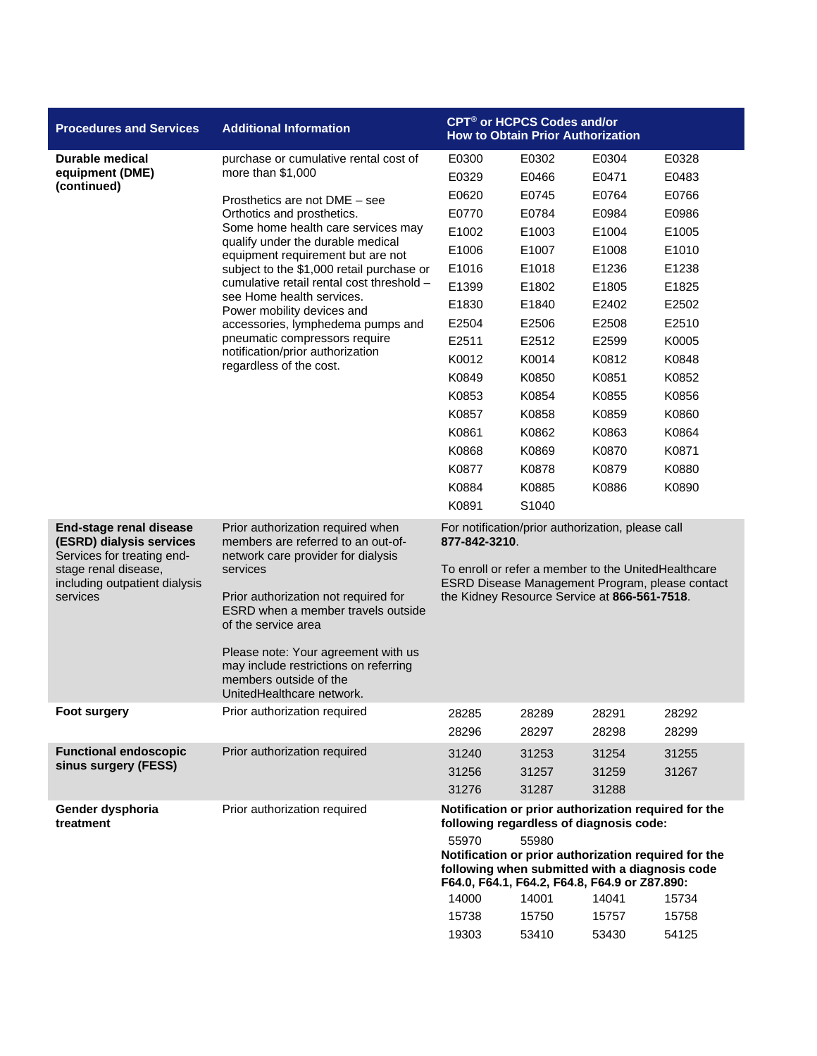| Procedures and Services | Additional Information | CPT® or HCPCS Codes and/or How to Obtain Prior Authorization |
|---|---|---|
| **Durable medical equipment (DME) (continued)** | purchase or cumulative rental cost of more than $1,000<br><br>Prosthetics are not DME – see Orthotics and prosthetics.<br>Some home health care services may qualify under the durable medical equipment requirement but are not subject to the $1,000 retail purchase or cumulative retail rental cost threshold – see Home health services.<br>Power mobility devices and accessories, lymphedema pumps and pneumatic compressors require notification/prior authorization regardless of the cost. | E0300 E0302 E0304 E0328<br>E0329 E0466 E0471 E0483<br>E0620 E0745 E0764 E0766<br>E0770 E0784 E0984 E0986<br>E1002 E1003 E1004 E1005<br>E1006 E1007 E1008 E1010<br>E1016 E1018 E1236 E1238<br>E1399 E1802 E1805 E1825<br>E1830 E1840 E2402 E2502<br>E2504 E2506 E2508 E2510<br>E2511 E2512 E2599 K0005<br>K0012 K0014 K0812 K0848<br>K0849 K0850 K0851 K0852<br>K0853 K0854 K0855 K0856<br>K0857 K0858 K0859 K0860<br>K0861 K0862 K0863 K0864<br>K0868 K0869 K0870 K0871<br>K0877 K0878 K0879 K0880<br>K0884 K0885 K0886 K0890<br>K0891 S1040 |
| **End-stage renal disease (ESRD) dialysis services**<br>Services for treating end-stage renal disease, including outpatient dialysis services | Prior authorization required when members are referred to an out-of-network care provider for dialysis services<br><br>Prior authorization not required for ESRD when a member travels outside of the service area<br><br>Please note: Your agreement with us may include restrictions on referring members outside of the UnitedHealthcare network. | For notification/prior authorization, please call **877-842-3210**.<br><br>To enroll or refer a member to the UnitedHealthcare ESRD Disease Management Program, please contact the Kidney Resource Service at **866-561-7518**. |
| **Foot surgery** | Prior authorization required | 28285 28289 28291 28292<br>28296 28297 28298 28299 |
| **Functional endoscopic sinus surgery (FESS)** | Prior authorization required | 31240 31253 31254 31255<br>31256 31257 31259 31267<br>31276 31287 31288 |
| **Gender dysphoria treatment** | Prior authorization required | **Notification or prior authorization required for the following regardless of diagnosis code:**<br>55970 55980<br>**Notification or prior authorization required for the following when submitted with a diagnosis code F64.0, F64.1, F64.2, F64.8, F64.9 or Z87.890:**<br>14000 14001 14041 15734<br>15738 15750 15757 15758<br>19303 53410 53430 54125 |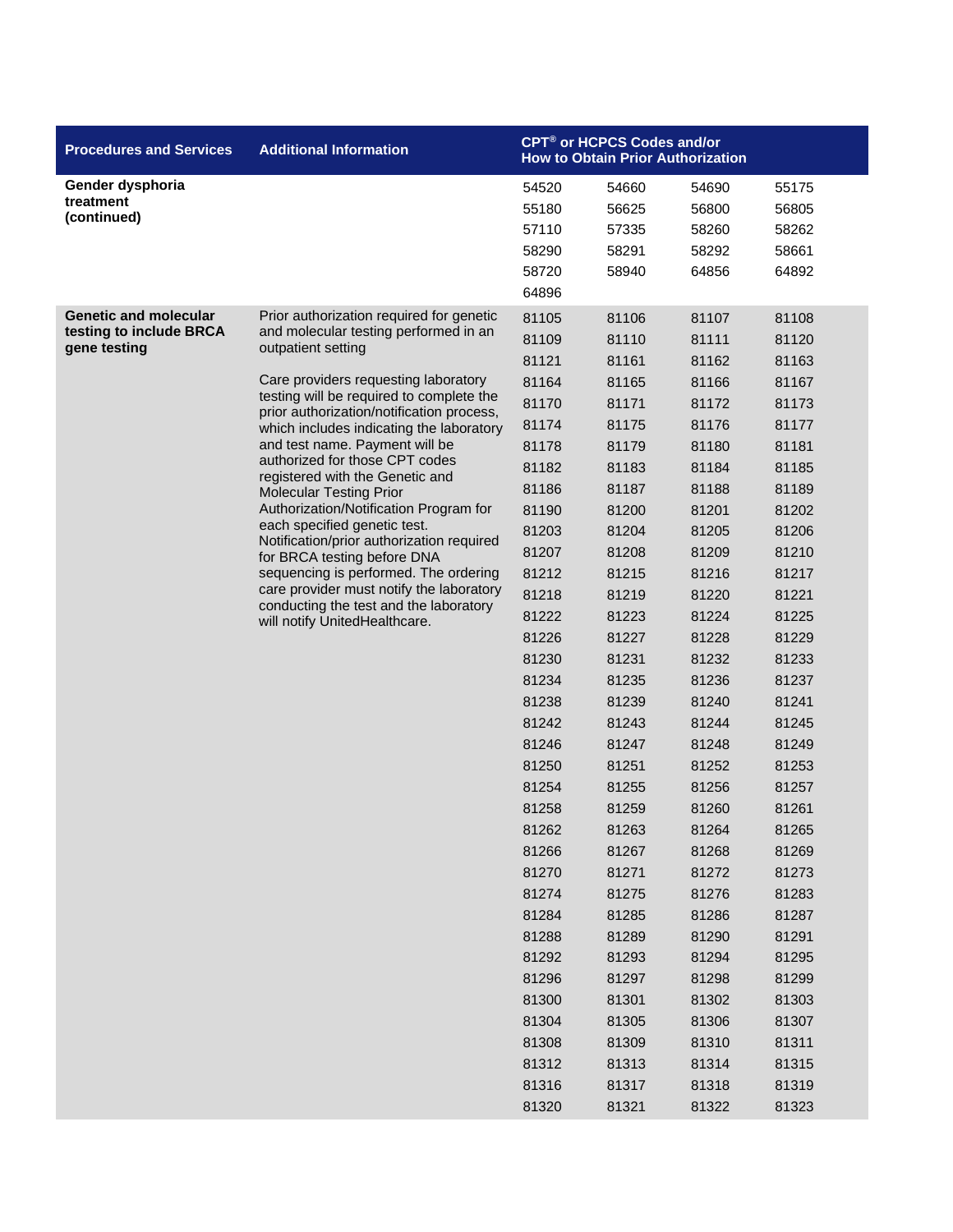| Procedures and Services | Additional Information | CPT® or HCPCS Codes and/or How to Obtain Prior Authorization | | | |
|---|---|---|---|---|---|
| **Gender dysphoria treatment (continued)** | | 54520 | 54660 | 54690 | 55175 |
| | | 55180 | 56625 | 56800 | 56805 |
| | | 57110 | 57335 | 58260 | 58262 |
| | | 58290 | 58291 | 58292 | 58661 |
| | | 58720 | 58940 | 64856 | 64892 |
| | | 64896 | | | |
| **Genetic and molecular testing to include BRCA gene testing** | Prior authorization required for genetic and molecular testing performed in an outpatient setting<br><br>Care providers requesting laboratory testing will be required to complete the prior authorization/notification process, which includes indicating the laboratory and test name. Payment will be authorized for those CPT codes registered with the Genetic and Molecular Testing Prior Authorization/Notification Program for each specified genetic test. Notification/prior authorization required for BRCA testing before DNA sequencing is performed. The ordering care provider must notify the laboratory conducting the test and the laboratory will notify UnitedHealthcare. | 81105 | 81106 | 81107 | 81108 |
| | | 81109 | 81110 | 81111 | 81120 |
| | | 81121 | 81161 | 81162 | 81163 |
| | | 81164 | 81165 | 81166 | 81167 |
| | | 81170 | 81171 | 81172 | 81173 |
| | | 81174 | 81175 | 81176 | 81177 |
| | | 81178 | 81179 | 81180 | 81181 |
| | | 81182 | 81183 | 81184 | 81185 |
| | | 81186 | 81187 | 81188 | 81189 |
| | | 81190 | 81200 | 81201 | 81202 |
| | | 81203 | 81204 | 81205 | 81206 |
| | | 81207 | 81208 | 81209 | 81210 |
| | | 81212 | 81215 | 81216 | 81217 |
| | | 81218 | 81219 | 81220 | 81221 |
| | | 81222 | 81223 | 81224 | 81225 |
| | | 81226 | 81227 | 81228 | 81229 |
| | | 81230 | 81231 | 81232 | 81233 |
| | | 81234 | 81235 | 81236 | 81237 |
| | | 81238 | 81239 | 81240 | 81241 |
| | | 81242 | 81243 | 81244 | 81245 |
| | | 81246 | 81247 | 81248 | 81249 |
| | | 81250 | 81251 | 81252 | 81253 |
| | | 81254 | 81255 | 81256 | 81257 |
| | | 81258 | 81259 | 81260 | 81261 |
| | | 81262 | 81263 | 81264 | 81265 |
| | | 81266 | 81267 | 81268 | 81269 |
| | | 81270 | 81271 | 81272 | 81273 |
| | | 81274 | 81275 | 81276 | 81283 |
| | | 81284 | 81285 | 81286 | 81287 |
| | | 81288 | 81289 | 81290 | 81291 |
| | | 81292 | 81293 | 81294 | 81295 |
| | | 81296 | 81297 | 81298 | 81299 |
| | | 81300 | 81301 | 81302 | 81303 |
| | | 81304 | 81305 | 81306 | 81307 |
| | | 81308 | 81309 | 81310 | 81311 |
| | | 81312 | 81313 | 81314 | 81315 |
| | | 81316 | 81317 | 81318 | 81319 |
| | | 81320 | 81321 | 81322 | 81323 |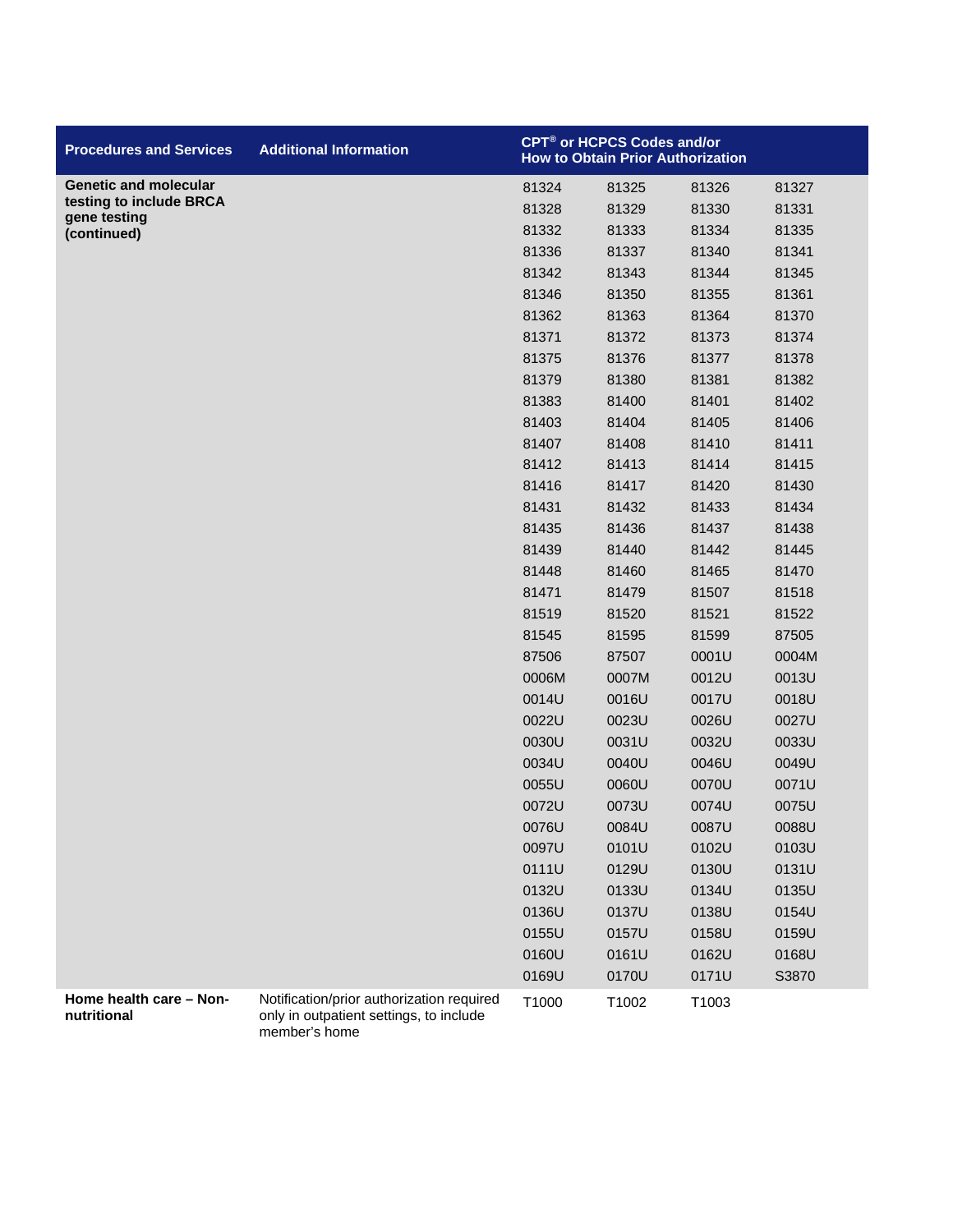| Procedures and Services | Additional Information | CPT® or HCPCS Codes and/or How to Obtain Prior Authorization | | | |
|---|---|---|---|---|---|
| **Genetic and molecular testing to include BRCA gene testing (continued)** | | 81324 | 81325 | 81326 | 81327 |
| | | 81328 | 81329 | 81330 | 81331 |
| | | 81332 | 81333 | 81334 | 81335 |
| | | 81336 | 81337 | 81340 | 81341 |
| | | 81342 | 81343 | 81344 | 81345 |
| | | 81346 | 81350 | 81355 | 81361 |
| | | 81362 | 81363 | 81364 | 81370 |
| | | 81371 | 81372 | 81373 | 81374 |
| | | 81375 | 81376 | 81377 | 81378 |
| | | 81379 | 81380 | 81381 | 81382 |
| | | 81383 | 81400 | 81401 | 81402 |
| | | 81403 | 81404 | 81405 | 81406 |
| | | 81407 | 81408 | 81410 | 81411 |
| | | 81412 | 81413 | 81414 | 81415 |
| | | 81416 | 81417 | 81420 | 81430 |
| | | 81431 | 81432 | 81433 | 81434 |
| | | 81435 | 81436 | 81437 | 81438 |
| | | 81439 | 81440 | 81442 | 81445 |
| | | 81448 | 81460 | 81465 | 81470 |
| | | 81471 | 81479 | 81507 | 81518 |
| | | 81519 | 81520 | 81521 | 81522 |
| | | 81545 | 81595 | 81599 | 87505 |
| | | 87506 | 87507 | 0001U | 0004M |
| | | 0006M | 0007M | 0012U | 0013U |
| | | 0014U | 0016U | 0017U | 0018U |
| | | 0022U | 0023U | 0026U | 0027U |
| | | 0030U | 0031U | 0032U | 0033U |
| | | 0034U | 0040U | 0046U | 0049U |
| | | 0055U | 0060U | 0070U | 0071U |
| | | 0072U | 0073U | 0074U | 0075U |
| | | 0076U | 0084U | 0087U | 0088U |
| | | 0097U | 0101U | 0102U | 0103U |
| | | 0111U | 0129U | 0130U | 0131U |
| | | 0132U | 0133U | 0134U | 0135U |
| | | 0136U | 0137U | 0138U | 0154U |
| | | 0155U | 0157U | 0158U | 0159U |
| | | 0160U | 0161U | 0162U | 0168U |
| | | 0169U | 0170U | 0171U | S3870 |
| **Home health care – Non-nutritional** | Notification/prior authorization required only in outpatient settings, to include member's home | T1000 | T1002 | T1003 | |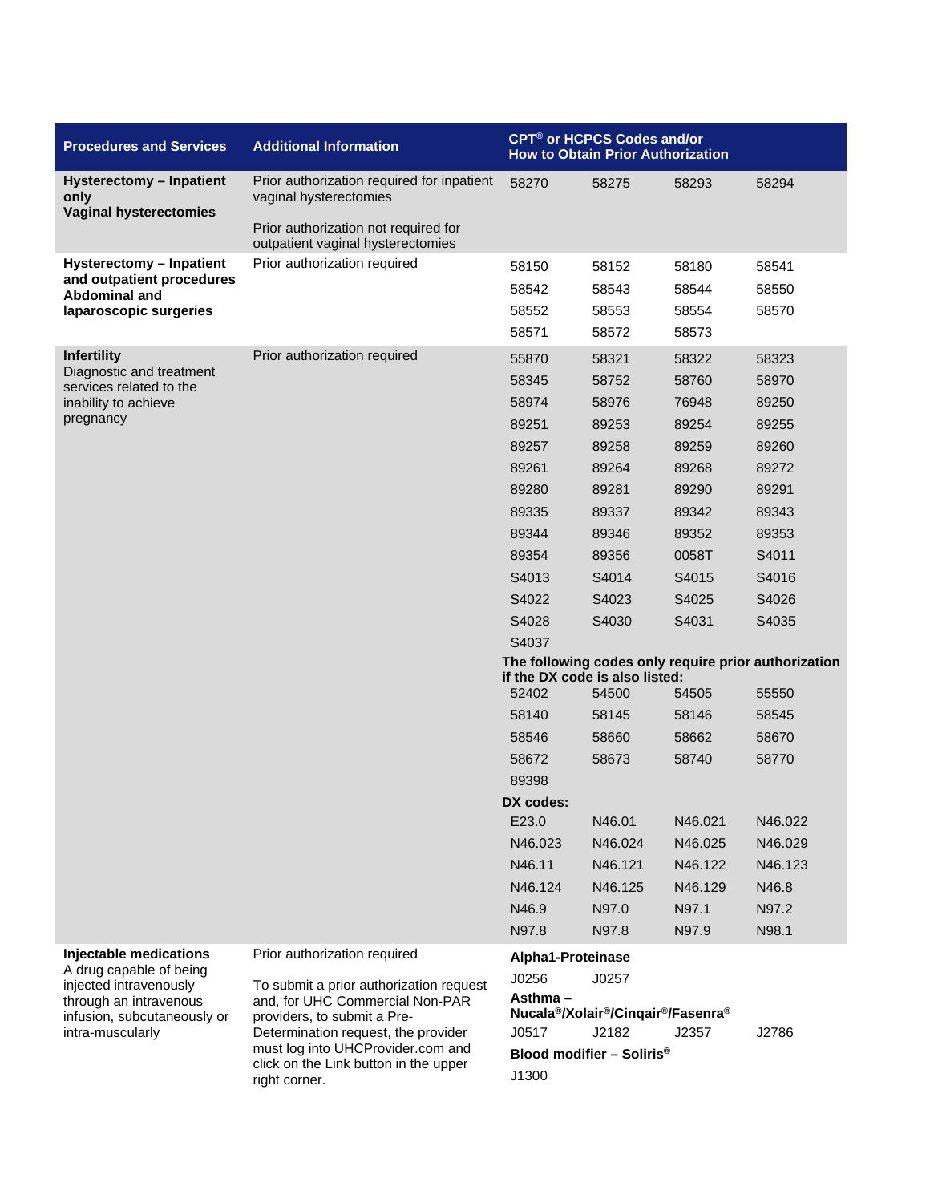| Procedures and Services | Additional Information | CPT® or HCPCS Codes and/or How to Obtain Prior Authorization | | | |
|---|---|---|---|---|---|
| **Hysterectomy – Inpatient only Vaginal hysterectomies** | Prior authorization required for inpatient vaginal hysterectomies<br><br>Prior authorization not required for outpatient vaginal hysterectomies | 58270 | 58275 | 58293 | 58294 |
| **Hysterectomy – Inpatient and outpatient procedures Abdominal and laparoscopic surgeries** | Prior authorization required | 58150 | 58152 | 58180 | 58541 |
| | | 58542 | 58543 | 58544 | 58550 |
| | | 58552 | 58553 | 58554 | 58570 |
| | | 58571 | 58572 | 58573 | |
| **Infertility** Diagnostic and treatment services related to the inability to achieve pregnancy | Prior authorization required | 55870 | 58321 | 58322 | 58323 |
| | | 58345 | 58752 | 58760 | 58970 |
| | | 58974 | 58976 | 76948 | 89250 |
| | | 89251 | 89253 | 89254 | 89255 |
| | | 89257 | 89258 | 89259 | 89260 |
| | | 89261 | 89264 | 89268 | 89272 |
| | | 89280 | 89281 | 89290 | 89291 |
| | | 89335 | 89337 | 89342 | 89343 |
| | | 89344 | 89346 | 89352 | 89353 |
| | | 89354 | 89356 | 0058T | S4011 |
| | | S4013 | S4014 | S4015 | S4016 |
| | | S4022 | S4023 | S4025 | S4026 |
| | | S4028 | S4030 | S4031 | S4035 |
| | | S4037 | | | |
| | | **The following codes only require prior authorization if the DX code is also listed:** | | | |
| | | 52402 | 54500 | 54505 | 55550 |
| | | 58140 | 58145 | 58146 | 58545 |
| | | 58546 | 58660 | 58662 | 58670 |
| | | 58672 | 58673 | 58740 | 58770 |
| | | 89398 | | | |
| | | **DX codes:** | | | |
| | | E23.0 | N46.01 | N46.021 | N46.022 |
| | | N46.023 | N46.024 | N46.025 | N46.029 |
| | | N46.11 | N46.121 | N46.122 | N46.123 |
| | | N46.124 | N46.125 | N46.129 | N46.8 |
| | | N46.9 | N97.0 | N97.1 | N97.2 |
| | | N97.8 | N97.8 | N97.9 | N98.1 |
| **Injectable medications** A drug capable of being injected intravenously through an intravenous infusion, subcutaneously or intra-muscularly | Prior authorization required<br><br>To submit a prior authorization request and, for UHC Commercial Non-PAR providers, to submit a Pre-Determination request, the provider must log into UHCProvider.com and click on the Link button in the upper right corner. | **Alpha1-Proteinase** | | | |
| | | J0256 | J0257 | | |
| | | **Asthma – Nucala®/Xolair®/Cinqair®/Fasenra®** | | | |
| | | J0517 | J2182 | J2357 | J2786 |
| | | **Blood modifier – Soliris®** | | | |
| | | J1300 | | | |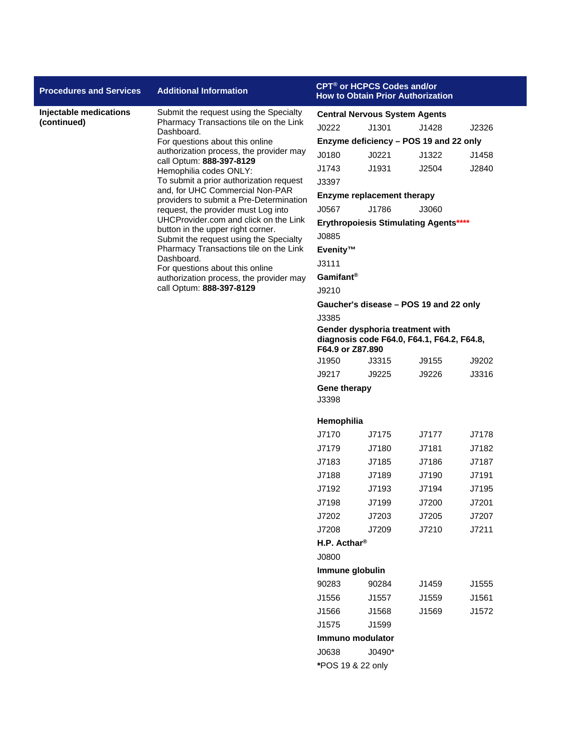| Procedures and Services | Additional Information | CPT® or HCPCS Codes and/or How to Obtain Prior Authorization |
|---|---|---|
| **Injectable medications (continued)** | Submit the request using the Specialty Pharmacy Transactions tile on the Link Dashboard.<br>For questions about this online authorization process, the provider may call Optum: **888-397-8129**<br>Hemophilia codes ONLY:<br>To submit a prior authorization request and, for UHC Commercial Non-PAR providers to submit a Pre-Determination request, the provider must Log into UHCProvider.com and click on the Link button in the upper right corner.<br>Submit the request using the Specialty Pharmacy Transactions tile on the Link Dashboard.<br>For questions about this online authorization process, the provider may call Optum: **888-397-8129** | **Central Nervous System Agents**<br>J0222 J1301 J1428 J2326<br>**Enzyme deficiency – POS 19 and 22 only**<br>J0180 J0221 J1322 J1458<br>J1743 J1931 J2504 J2840<br>J3397<br>**Enzyme replacement therapy**<br>J0567 J1786 J3060<br>**Erythropoiesis Stimulating Agents******<br>J0885<br>**Evenity™**<br>J3111<br>**Gamifant®**<br>J9210<br>**Gaucher's disease – POS 19 and 22 only**<br>J3385<br>**Gender dysphoria treatment with diagnosis code F64.0, F64.1, F64.2, F64.8, F64.9 or Z87.890**<br>J1950 J3315 J9155 J9202<br>J9217 J9225 J9226 J3316<br>**Gene therapy**<br>J3398<br>**Hemophilia**<br>J7170 J7175 J7177 J7178<br>J7179 J7180 J7181 J7182<br>J7183 J7185 J7186 J7187<br>J7188 J7189 J7190 J7191<br>J7192 J7193 J7194 J7195<br>J7198 J7199 J7200 J7201<br>J7202 J7203 J7205 J7207<br>J7208 J7209 J7210 J7211<br>**H.P. Acthar®**<br>J0800<br>**Immune globulin**<br>90283 90284 J1459 J1555<br>J1556 J1557 J1559 J1561<br>J1566 J1568 J1569 J1572<br>J1575 J1599<br>**Immuno modulator**<br>J0638 J0490*<br>***POS 19 & 22 only** |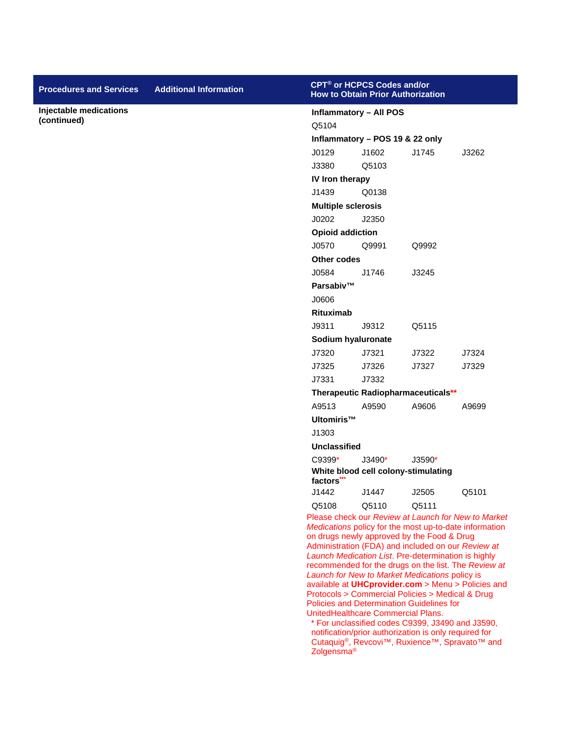| Procedures and Services | Additional Information | CPT® or HCPCS Codes and/or How to Obtain Prior Authorization |
|---|---|---|
| **Injectable medications (continued)** | | **Inflammatory – All POS**<br>Q5104<br>**Inflammatory – POS 19 & 22 only**<br>J0129 J1602 J1745 J3262<br>J3380 Q5103<br>**IV Iron therapy**<br>J1439 Q0138<br>**Multiple sclerosis**<br>J0202 J2350<br>**Opioid addiction**<br>J0570 Q9991 Q9992<br>**Other codes**<br>J0584 J1746 J3245<br>**Parsabiv™**<br>J0606<br>**Rituximab**<br>J9311 J9312 Q5115<br>**Sodium hyaluronate**<br>J7320 J7321 J7322 J7324<br>J7325 J7326 J7327 J7329<br>J7331 J7332<br>**Therapeutic Radiopharmaceuticals****<br>A9513 A9590 A9606 A9699<br>**Ultomiris™**<br>J1303<br>**Unclassified**<br>C9399* J3490* J3590*<br>**White blood cell colony-stimulating factors*****<br>J1442 J1447 J2505 Q5101<br>Q5108 Q5110 Q5111<br>Please check our *Review at Launch for New to Market Medications* policy for the most up-to-date information on drugs newly approved by the Food & Drug Administration (FDA) and included on our *Review at Launch Medication List*. Pre-determination is highly recommended for the drugs on the list. The *Review at Launch for New to Market Medications* policy is available at **UHCprovider.com** > Menu > Policies and Protocols > Commercial Policies > Medical & Drug Policies and Determination Guidelines for UnitedHealthcare Commercial Plans.<br>* For unclassified codes C9399, J3490 and J3590, notification/prior authorization is only required for Cutaquig®, Revcovi™, Ruxience™, Spravato™ and Zolgensma® |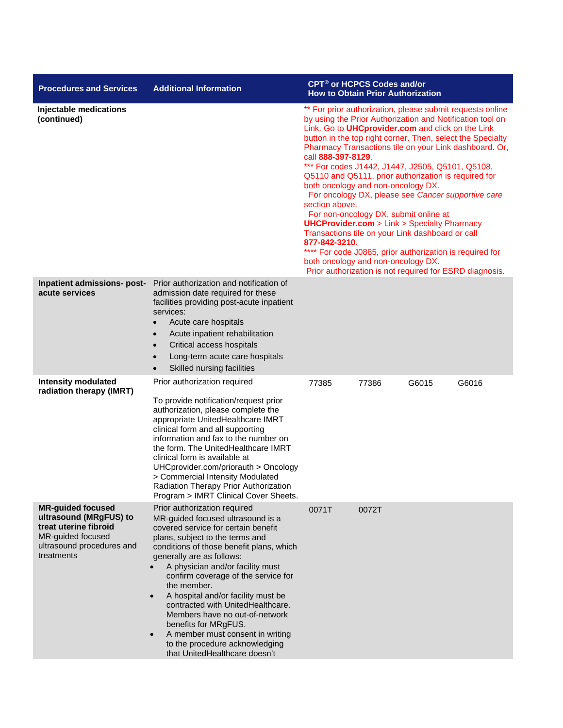| Procedures and Services | Additional Information | CPT® or HCPCS Codes and/or How to Obtain Prior Authorization |
|---|---|---|
| **Injectable medications (continued)** | | ** For prior authorization, please submit requests online by using the Prior Authorization and Notification tool on Link. Go to **UHCprovider.com** and click on the Link button in the top right corner. Then, select the Specialty Pharmacy Transactions tile on your Link dashboard. Or, call **888-397-8129**.<br>*** For codes J1442, J1447, J2505, Q5101, Q5108, Q5110 and Q5111, prior authorization is required for both oncology and non-oncology DX.<br>For oncology DX, please see *Cancer supportive care* section above.<br>For non-oncology DX, submit online at **UHCProvider.com** > Link > Specialty Pharmacy Transactions tile on your Link dashboard or call **877-842-3210**.<br>**** For code J0885, prior authorization is required for both oncology and non-oncology DX.<br>Prior authorization is not required for ESRD diagnosis. |
| **Inpatient admissions- post-acute services** | Prior authorization and notification of admission date required for these facilities providing post-acute inpatient services:<br>• Acute care hospitals<br>• Acute inpatient rehabilitation<br>• Critical access hospitals<br>• Long-term acute care hospitals<br>• Skilled nursing facilities | |
| **Intensity modulated radiation therapy (IMRT)** | Prior authorization required<br><br>To provide notification/request prior authorization, please complete the appropriate UnitedHealthcare IMRT clinical form and all supporting information and fax to the number on the form. The UnitedHealthcare IMRT clinical form is available at UHCprovider.com/priorauth > Oncology > Commercial Intensity Modulated Radiation Therapy Prior Authorization Program > IMRT Clinical Cover Sheets. | 77385 77386 G6015 G6016 |
| **MR-guided focused ultrasound (MRgFUS) to treat uterine fibroid**<br>MR-guided focused ultrasound procedures and treatments | Prior authorization required<br>MR-guided focused ultrasound is a covered service for certain benefit plans, subject to the terms and conditions of those benefit plans, which generally are as follows:<br>• A physician and/or facility must confirm coverage of the service for the member.<br>• A hospital and/or facility must be contracted with UnitedHealthcare. Members have no out-of-network benefits for MRgFUS.<br>• A member must consent in writing to the procedure acknowledging that UnitedHealthcare doesn't | 0071T 0072T |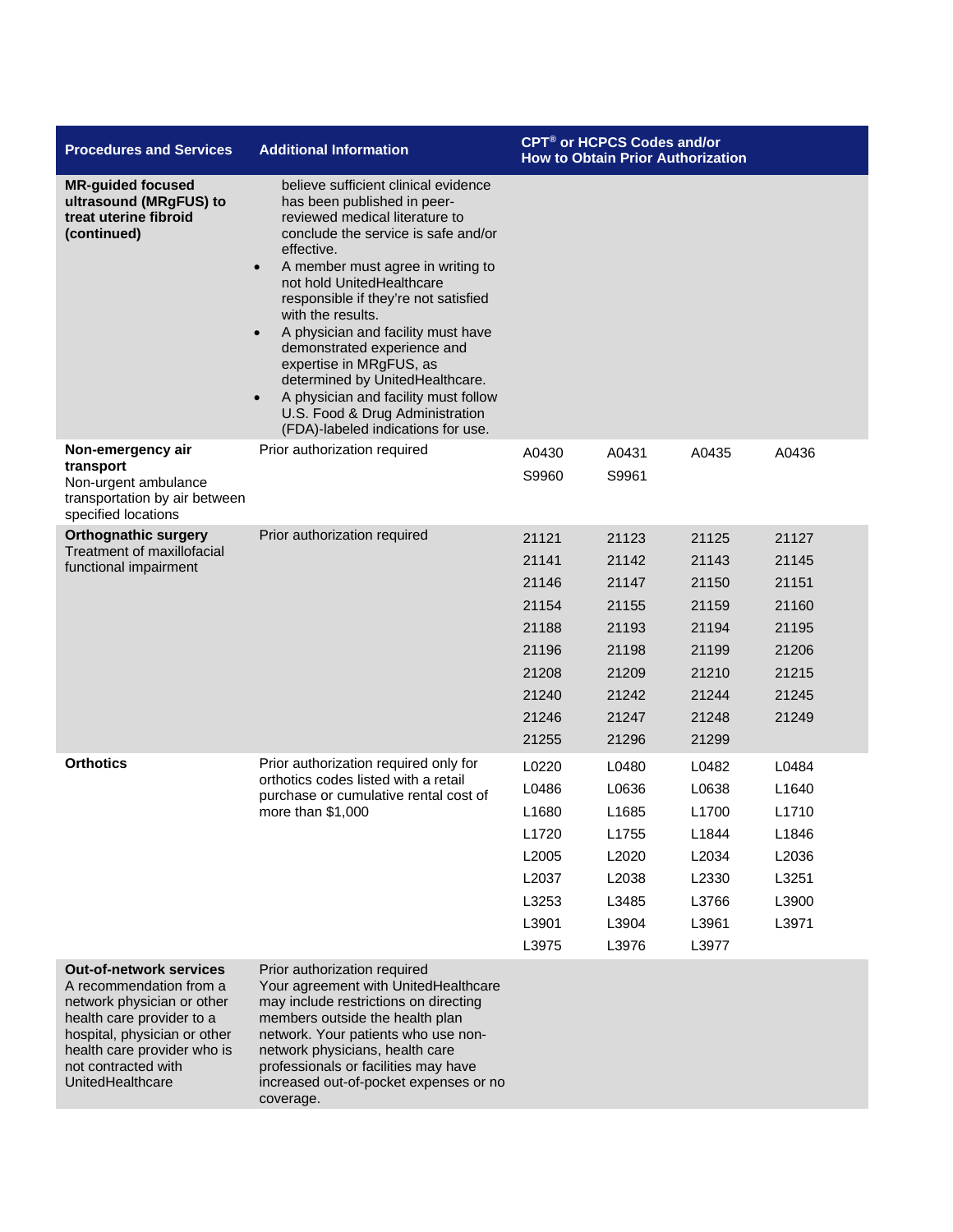| Procedures and Services | Additional Information | CPT® or HCPCS Codes and/or How to Obtain Prior Authorization |
|---|---|---|
| **MR-guided focused ultrasound (MRgFUS) to treat uterine fibroid (continued)** | believe sufficient clinical evidence has been published in peer-reviewed medical literature to conclude the service is safe and/or effective.<br>• A member must agree in writing to not hold UnitedHealthcare responsible if they're not satisfied with the results.<br>• A physician and facility must have demonstrated experience and expertise in MRgFUS, as determined by UnitedHealthcare.<br>• A physician and facility must follow U.S. Food & Drug Administration (FDA)-labeled indications for use. | |
| **Non-emergency air transport**<br>Non-urgent ambulance transportation by air between specified locations | Prior authorization required | A0430 A0431 A0435 A0436<br>S9960 S9961 |
| **Orthognathic surgery**<br>Treatment of maxillofacial functional impairment | Prior authorization required | 21121 21123 21125 21127<br>21141 21142 21143 21145<br>21146 21147 21150 21151<br>21154 21155 21159 21160<br>21188 21193 21194 21195<br>21196 21198 21199 21206<br>21208 21209 21210 21215<br>21240 21242 21244 21245<br>21246 21247 21248 21249<br>21255 21296 21299 |
| **Orthotics** | Prior authorization required only for orthotics codes listed with a retail purchase or cumulative rental cost of more than $1,000 | L0220 L0480 L0482 L0484<br>L0486 L0636 L0638 L1640<br>L1680 L1685 L1700 L1710<br>L1720 L1755 L1844 L1846<br>L2005 L2020 L2034 L2036<br>L2037 L2038 L2330 L3251<br>L3253 L3485 L3766 L3900<br>L3901 L3904 L3961 L3971<br>L3975 L3976 L3977 |
| **Out-of-network services**<br>A recommendation from a network physician or other health care provider to a hospital, physician or other health care provider who is not contracted with UnitedHealthcare | Prior authorization required<br>Your agreement with UnitedHealthcare may include restrictions on directing members outside the health plan network. Your patients who use non-network physicians, health care professionals or facilities may have increased out-of-pocket expenses or no coverage. | |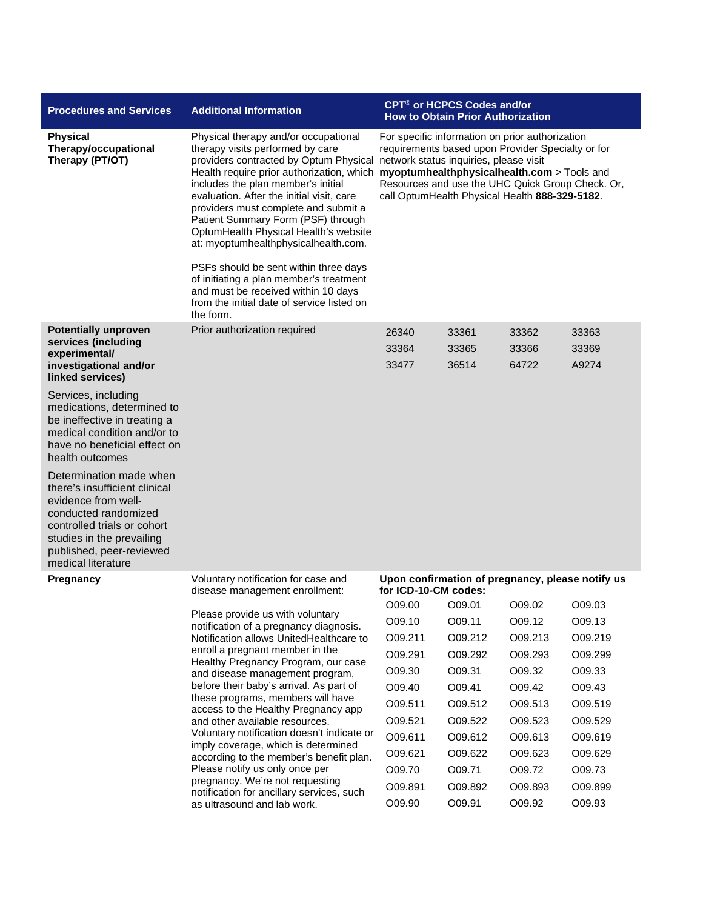| Procedures and Services | Additional Information | CPT® or HCPCS Codes and/or How to Obtain Prior Authorization |
|---|---|---|
| **Physical Therapy/occupational Therapy (PT/OT)** | Physical therapy and/or occupational therapy visits performed by care providers contracted by Optum Physical Health require prior authorization, which includes the plan member's initial evaluation. After the initial visit, care providers must complete and submit a Patient Summary Form (PSF) through OptumHealth Physical Health's website at: myoptumhealthphysicalhealth.com.<br><br>PSFs should be sent within three days of initiating a plan member's treatment and must be received within 10 days from the initial date of service listed on the form. | For specific information on prior authorization requirements based upon Provider Specialty or for network status inquiries, please visit **myoptumhealthphysicalhealth.com** > Tools and Resources and use the UHC Quick Group Check. Or, call OptumHealth Physical Health **888-329-5182**. |
| **Potentially unproven services (including experimental/ investigational and/or linked services)**<br><br>Services, including medications, determined to be ineffective in treating a medical condition and/or to have no beneficial effect on health outcomes<br><br>Determination made when there's insufficient clinical evidence from well-conducted randomized controlled trials or cohort studies in the prevailing published, peer-reviewed medical literature | Prior authorization required | 26340 33361 33362 33363<br>33364 33365 33366 33369<br>33477 36514 64722 A9274 |
| **Pregnancy** | Voluntary notification for case and disease management enrollment:<br><br>Please provide us with voluntary notification of a pregnancy diagnosis. Notification allows UnitedHealthcare to enroll a pregnant member in the Healthy Pregnancy Program, our case and disease management program, before their baby's arrival. As part of these programs, members will have access to the Healthy Pregnancy app and other available resources. Voluntary notification doesn't indicate or imply coverage, which is determined according to the member's benefit plan. Please notify us only once per pregnancy. We're not requesting notification for ancillary services, such as ultrasound and lab work. | **Upon confirmation of pregnancy, please notify us for ICD-10-CM codes:**<br>O09.00 O09.01 O09.02 O09.03<br>O09.10 O09.11 O09.12 O09.13<br>O09.211 O09.212 O09.213 O09.219<br>O09.291 O09.292 O09.293 O09.299<br>O09.30 O09.31 O09.32 O09.33<br>O09.40 O09.41 O09.42 O09.43<br>O09.511 O09.512 O09.513 O09.519<br>O09.521 O09.522 O09.523 O09.529<br>O09.611 O09.612 O09.613 O09.619<br>O09.621 O09.622 O09.623 O09.629<br>O09.70 O09.71 O09.72 O09.73<br>O09.891 O09.892 O09.893 O09.899<br>O09.90 O09.91 O09.92 O09.93 |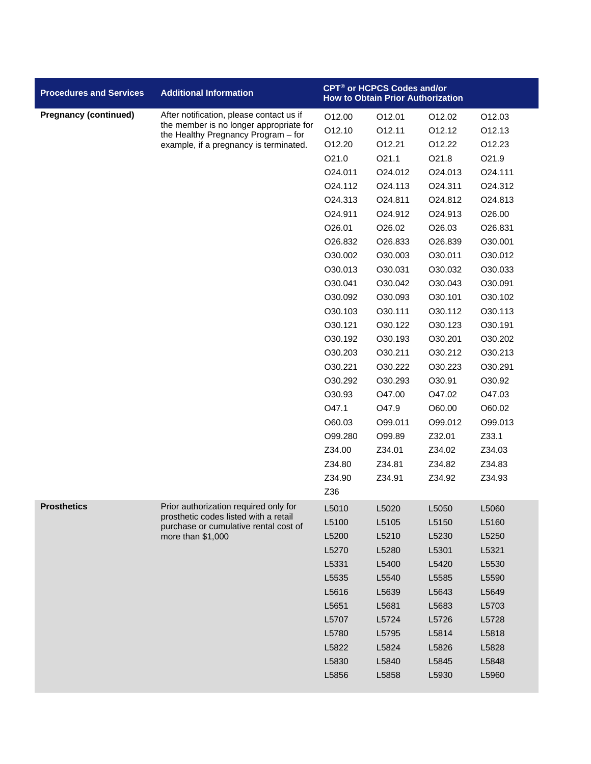| Procedures and Services | Additional Information | CPT® or HCPCS Codes and/or How to Obtain Prior Authorization | | | |
|---|---|---|---|---|---|
| **Pregnancy (continued)** | After notification, please contact us if the member is no longer appropriate for the Healthy Pregnancy Program – for example, if a pregnancy is terminated. | O12.00 | O12.01 | O12.02 | O12.03 |
| | | O12.10 | O12.11 | O12.12 | O12.13 |
| | | O12.20 | O12.21 | O12.22 | O12.23 |
| | | O21.0 | O21.1 | O21.8 | O21.9 |
| | | O24.011 | O24.012 | O24.013 | O24.111 |
| | | O24.112 | O24.113 | O24.311 | O24.312 |
| | | O24.313 | O24.811 | O24.812 | O24.813 |
| | | O24.911 | O24.912 | O24.913 | O26.00 |
| | | O26.01 | O26.02 | O26.03 | O26.831 |
| | | O26.832 | O26.833 | O26.839 | O30.001 |
| | | O30.002 | O30.003 | O30.011 | O30.012 |
| | | O30.013 | O30.031 | O30.032 | O30.033 |
| | | O30.041 | O30.042 | O30.043 | O30.091 |
| | | O30.092 | O30.093 | O30.101 | O30.102 |
| | | O30.103 | O30.111 | O30.112 | O30.113 |
| | | O30.121 | O30.122 | O30.123 | O30.191 |
| | | O30.192 | O30.193 | O30.201 | O30.202 |
| | | O30.203 | O30.211 | O30.212 | O30.213 |
| | | O30.221 | O30.222 | O30.223 | O30.291 |
| | | O30.292 | O30.293 | O30.91 | O30.92 |
| | | O30.93 | O47.00 | O47.02 | O47.03 |
| | | O47.1 | O47.9 | O60.00 | O60.02 |
| | | O60.03 | O99.011 | O99.012 | O99.013 |
| | | O99.280 | O99.89 | Z32.01 | Z33.1 |
| | | Z34.00 | Z34.01 | Z34.02 | Z34.03 |
| | | Z34.80 | Z34.81 | Z34.82 | Z34.83 |
| | | Z34.90 | Z34.91 | Z34.92 | Z34.93 |
| | | Z36 | | | |
| **Prosthetics** | Prior authorization required only for prosthetic codes listed with a retail purchase or cumulative rental cost of more than $1,000 | L5010 | L5020 | L5050 | L5060 |
| | | L5100 | L5105 | L5150 | L5160 |
| | | L5200 | L5210 | L5230 | L5250 |
| | | L5270 | L5280 | L5301 | L5321 |
| | | L5331 | L5400 | L5420 | L5530 |
| | | L5535 | L5540 | L5585 | L5590 |
| | | L5616 | L5639 | L5643 | L5649 |
| | | L5651 | L5681 | L5683 | L5703 |
| | | L5707 | L5724 | L5726 | L5728 |
| | | L5780 | L5795 | L5814 | L5818 |
| | | L5822 | L5824 | L5826 | L5828 |
| | | L5830 | L5840 | L5845 | L5848 |
| | | L5856 | L5858 | L5930 | L5960 |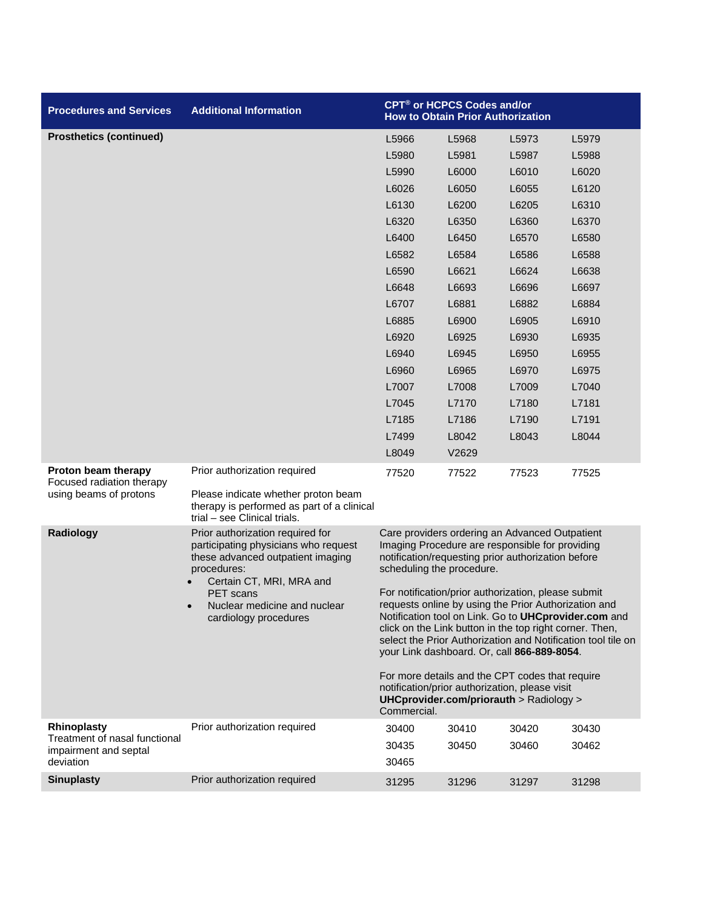| Procedures and Services | Additional Information | CPT® or HCPCS Codes and/or How to Obtain Prior Authorization | | | |
|---|---|---|---|---|---|
| **Prosthetics (continued)** | | L5966 | L5968 | L5973 | L5979 |
| | | L5980 | L5981 | L5987 | L5988 |
| | | L5990 | L6000 | L6010 | L6020 |
| | | L6026 | L6050 | L6055 | L6120 |
| | | L6130 | L6200 | L6205 | L6310 |
| | | L6320 | L6350 | L6360 | L6370 |
| | | L6400 | L6450 | L6570 | L6580 |
| | | L6582 | L6584 | L6586 | L6588 |
| | | L6590 | L6621 | L6624 | L6638 |
| | | L6648 | L6693 | L6696 | L6697 |
| | | L6707 | L6881 | L6882 | L6884 |
| | | L6885 | L6900 | L6905 | L6910 |
| | | L6920 | L6925 | L6930 | L6935 |
| | | L6940 | L6945 | L6950 | L6955 |
| | | L6960 | L6965 | L6970 | L6975 |
| | | L7007 | L7008 | L7009 | L7040 |
| | | L7045 | L7170 | L7180 | L7181 |
| | | L7185 | L7186 | L7190 | L7191 |
| | | L7499 | L8042 | L8043 | L8044 |
| | | L8049 | V2629 | | |
| **Proton beam therapy** Focused radiation therapy using beams of protons | Prior authorization required<br><br>Please indicate whether proton beam therapy is performed as part of a clinical trial – see Clinical trials. | 77520 | 77522 | 77523 | 77525 |
| **Radiology** | Prior authorization required for participating physicians who request these advanced outpatient imaging procedures:<br>• Certain CT, MRI, MRA and PET scans<br>• Nuclear medicine and nuclear cardiology procedures | Care providers ordering an Advanced Outpatient Imaging Procedure are responsible for providing notification/requesting prior authorization before scheduling the procedure.<br><br>For notification/prior authorization, please submit requests online by using the Prior Authorization and Notification tool on Link. Go to **UHCprovider.com** and click on the Link button in the top right corner. Then, select the Prior Authorization and Notification tool tile on your Link dashboard. Or, call **866-889-8054**.<br><br>For more details and the CPT codes that require notification/prior authorization, please visit **UHCprovider.com/priorauth** > Radiology > Commercial. | | | |
| **Rhinoplasty** Treatment of nasal functional impairment and septal deviation | Prior authorization required | 30400 | 30410 | 30420 | 30430 |
| | | 30435 | 30450 | 30460 | 30462 |
| | | 30465 | | | |
| **Sinuplasty** | Prior authorization required | 31295 | 31296 | 31297 | 31298 |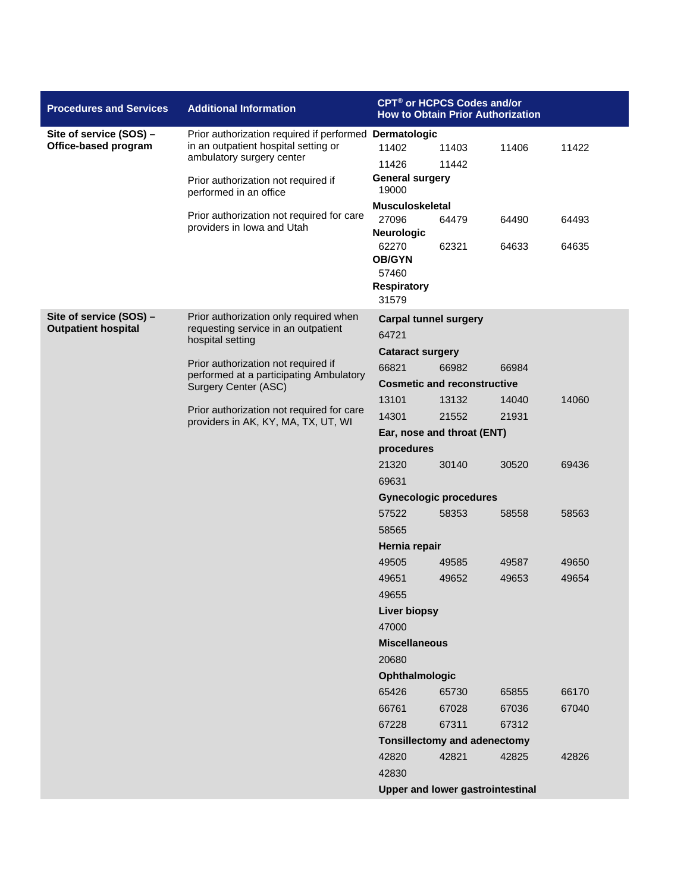| Procedures and Services | Additional Information | CPT® or HCPCS Codes and/or How to Obtain Prior Authorization |
|---|---|---|
| **Site of service (SOS) – Office-based program** | Prior authorization required if performed in an outpatient hospital setting or ambulatory surgery center<br><br>Prior authorization not required if performed in an office<br><br>Prior authorization not required for care providers in Iowa and Utah | **Dermatologic**<br>11402 11403 11406 11422<br>11426 11442<br>**General surgery**<br>19000<br>**Musculoskeletal**<br>27096 64479 64490 64493<br>**Neurologic**<br>62270 62321 64633 64635<br>**OB/GYN**<br>57460<br>**Respiratory**<br>31579 |
| **Site of service (SOS) – Outpatient hospital** | Prior authorization only required when requesting service in an outpatient hospital setting<br><br>Prior authorization not required if performed at a participating Ambulatory Surgery Center (ASC)<br><br>Prior authorization not required for care providers in AK, KY, MA, TX, UT, WI | **Carpal tunnel surgery**<br>64721<br>**Cataract surgery**<br>66821 66982 66984<br>**Cosmetic and reconstructive**<br>13101 13132 14040 14060<br>14301 21552 21931<br>**Ear, nose and throat (ENT) procedures**<br>21320 30140 30520 69436<br>69631<br>**Gynecologic procedures**<br>57522 58353 58558 58563<br>58565<br>**Hernia repair**<br>49505 49585 49587 49650<br>49651 49652 49653 49654<br>49655<br>**Liver biopsy**<br>47000<br>**Miscellaneous**<br>20680<br>**Ophthalmologic**<br>65426 65730 65855 66170<br>66761 67028 67036 67040<br>67228 67311 67312<br>**Tonsillectomy and adenectomy**<br>42820 42821 42825 42826<br>42830<br>**Upper and lower gastrointestinal** |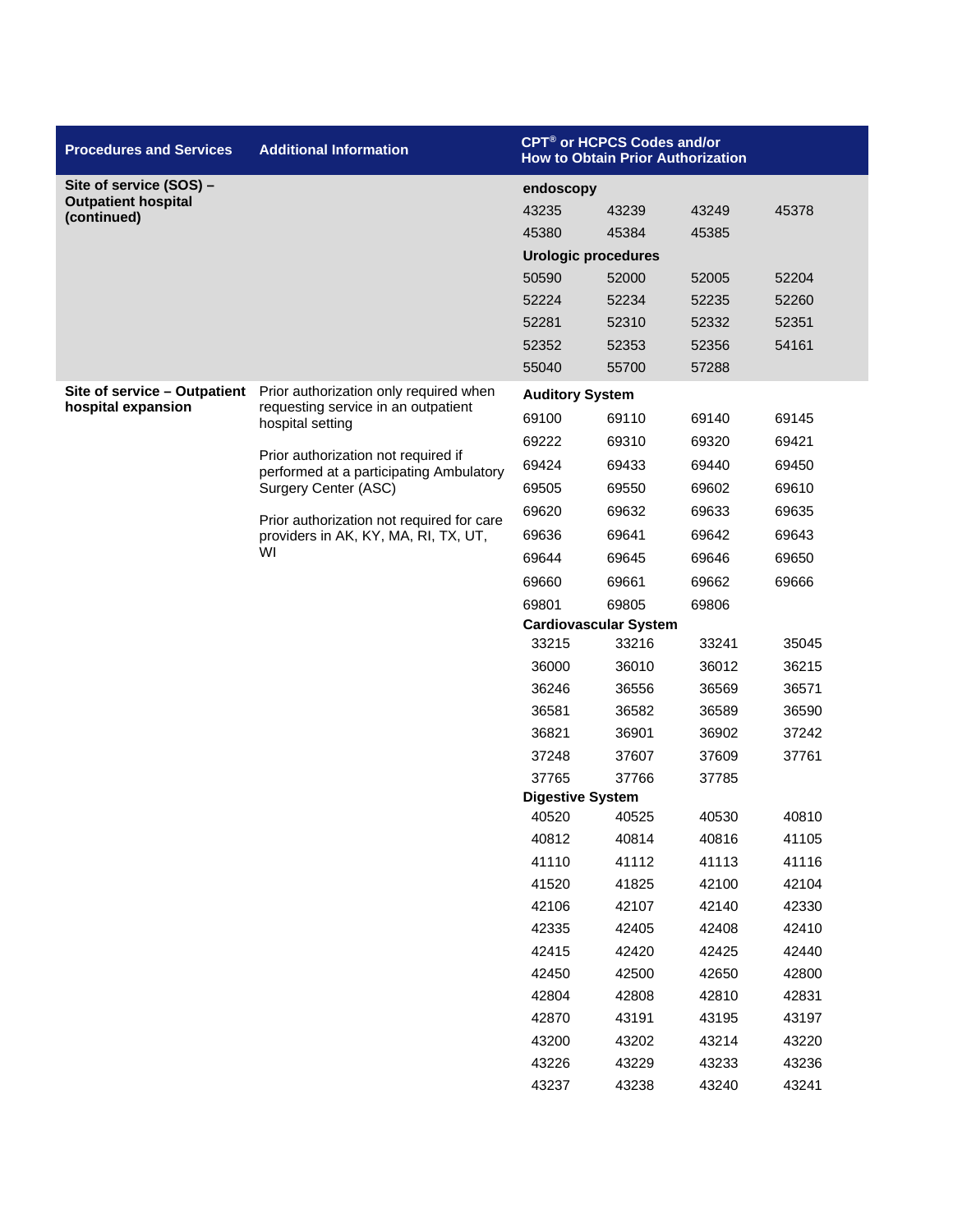| Procedures and Services | Additional Information | CPT® or HCPCS Codes and/or How to Obtain Prior Authorization | | | |
|---|---|---|---|---|---|
| Site of service (SOS) – Outpatient hospital (continued) | | **endoscopy** | | | |
| | | 43235 | 43239 | 43249 | 45378 |
| | | 45380 | 45384 | 45385 | |
| | | **Urologic procedures** | | | |
| | | 50590 | 52000 | 52005 | 52204 |
| | | 52224 | 52234 | 52235 | 52260 |
| | | 52281 | 52310 | 52332 | 52351 |
| | | 52352 | 52353 | 52356 | 54161 |
| | | 55040 | 55700 | 57288 | |
| Site of service – Outpatient hospital expansion | Prior authorization only required when requesting service in an outpatient hospital setting<br><br>Prior authorization not required if performed at a participating Ambulatory Surgery Center (ASC)<br><br>Prior authorization not required for care providers in AK, KY, MA, RI, TX, UT, WI | **Auditory System** | | | |
| | | 69100 | 69110 | 69140 | 69145 |
| | | 69222 | 69310 | 69320 | 69421 |
| | | 69424 | 69433 | 69440 | 69450 |
| | | 69505 | 69550 | 69602 | 69610 |
| | | 69620 | 69632 | 69633 | 69635 |
| | | 69636 | 69641 | 69642 | 69643 |
| | | 69644 | 69645 | 69646 | 69650 |
| | | 69660 | 69661 | 69662 | 69666 |
| | | 69801 | 69805 | 69806 | |
| | | **Cardiovascular System** | | | |
| | | 33215 | 33216 | 33241 | 35045 |
| | | 36000 | 36010 | 36012 | 36215 |
| | | 36246 | 36556 | 36569 | 36571 |
| | | 36581 | 36582 | 36589 | 36590 |
| | | 36821 | 36901 | 36902 | 37242 |
| | | 37248 | 37607 | 37609 | 37761 |
| | | 37765 | 37766 | 37785 | |
| | | **Digestive System** | | | |
| | | 40520 | 40525 | 40530 | 40810 |
| | | 40812 | 40814 | 40816 | 41105 |
| | | 41110 | 41112 | 41113 | 41116 |
| | | 41520 | 41825 | 42100 | 42104 |
| | | 42106 | 42107 | 42140 | 42330 |
| | | 42335 | 42405 | 42408 | 42410 |
| | | 42415 | 42420 | 42425 | 42440 |
| | | 42450 | 42500 | 42650 | 42800 |
| | | 42804 | 42808 | 42810 | 42831 |
| | | 42870 | 43191 | 43195 | 43197 |
| | | 43200 | 43202 | 43214 | 43220 |
| | | 43226 | 43229 | 43233 | 43236 |
| | | 43237 | 43238 | 43240 | 43241 |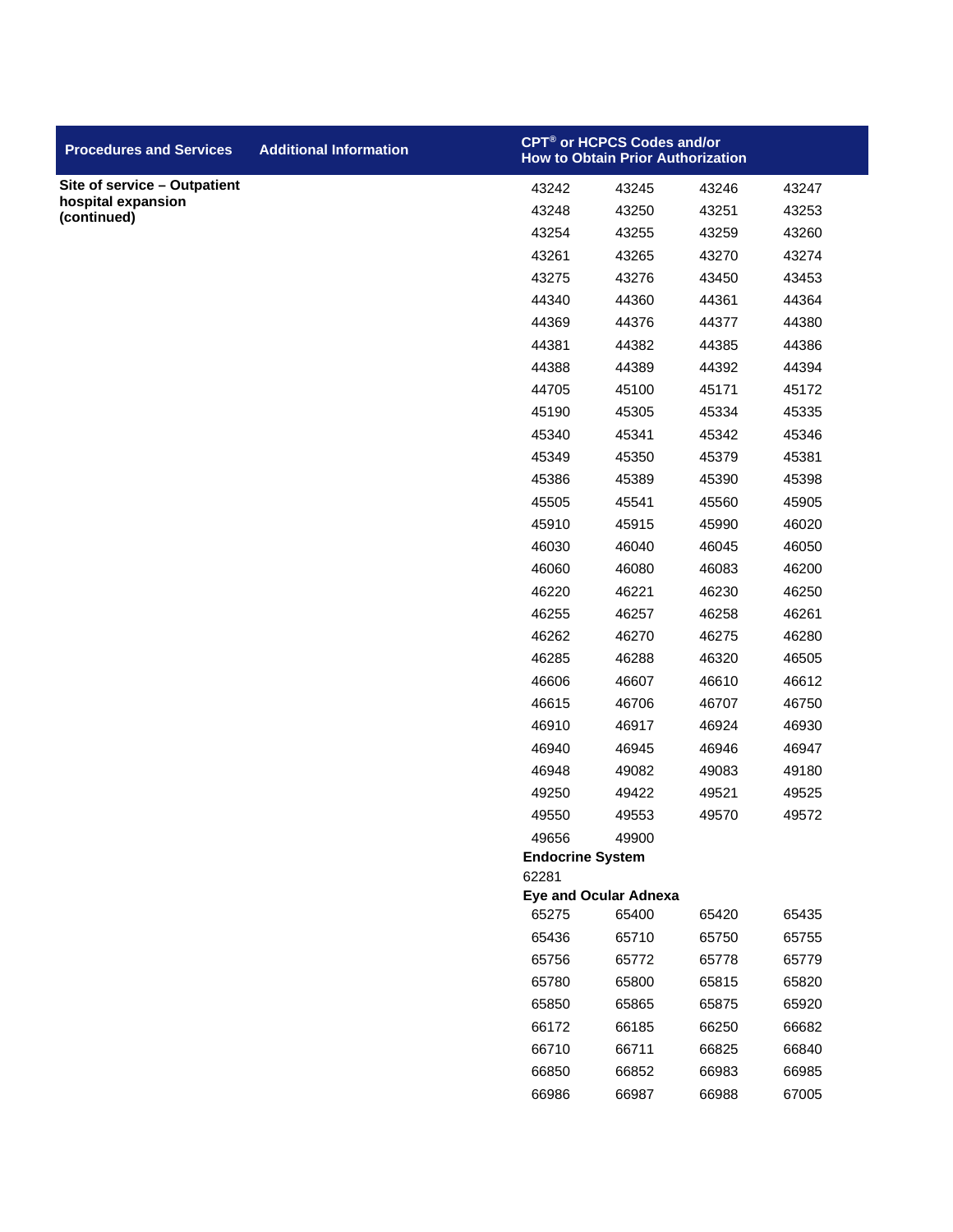| Procedures and Services | Additional Information | CPT® or HCPCS Codes and/or How to Obtain Prior Authorization |
|---|---|---|
| **Site of service – Outpatient hospital expansion (continued)** | | 43242 43245 43246 43247<br>43248 43250 43251 43253<br>43254 43255 43259 43260<br>43261 43265 43270 43274<br>43275 43276 43450 43453<br>44340 44360 44361 44364<br>44369 44376 44377 44380<br>44381 44382 44385 44386<br>44388 44389 44392 44394<br>44705 45100 45171 45172<br>45190 45305 45334 45335<br>45340 45341 45342 45346<br>45349 45350 45379 45381<br>45386 45389 45390 45398<br>45505 45541 45560 45905<br>45910 45915 45990 46020<br>46030 46040 46045 46050<br>46060 46080 46083 46200<br>46220 46221 46230 46250<br>46255 46257 46258 46261<br>46262 46270 46275 46280<br>46285 46288 46320 46505<br>46606 46607 46610 46612<br>46615 46706 46707 46750<br>46910 46917 46924 46930<br>46940 46945 46946 46947<br>46948 49082 49083 49180<br>49250 49422 49521 49525<br>49550 49553 49570 49572<br>49656 49900<br>**Endocrine System**<br>62281<br>**Eye and Ocular Adnexa**<br>65275 65400 65420 65435<br>65436 65710 65750 65755<br>65756 65772 65778 65779<br>65780 65800 65815 65820<br>65850 65865 65875 65920<br>66172 66185 66250 66682<br>66710 66711 66825 66840<br>66850 66852 66983 66985<br>66986 66987 66988 67005 |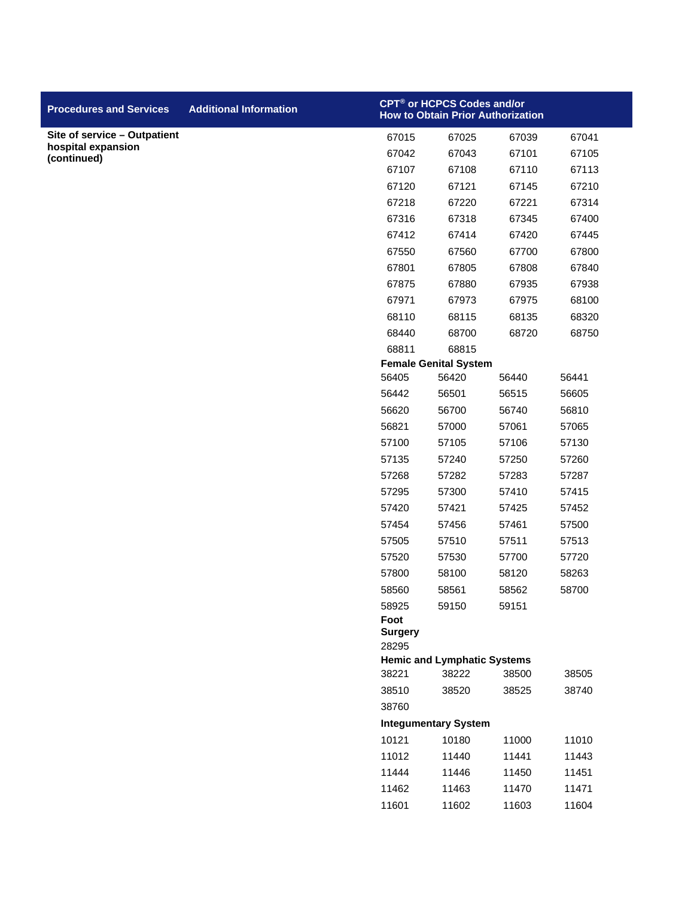| Procedures and Services | Additional Information | CPT® or HCPCS Codes and/or How to Obtain Prior Authorization |
|---|---|---|
| **Site of service – Outpatient hospital expansion (continued)** | | 67015 67025 67039 67041<br>67042 67043 67101 67105<br>67107 67108 67110 67113<br>67120 67121 67145 67210<br>67218 67220 67221 67314<br>67316 67318 67345 67400<br>67412 67414 67420 67445<br>67550 67560 67700 67800<br>67801 67805 67808 67840<br>67875 67880 67935 67938<br>67971 67973 67975 68100<br>68110 68115 68135 68320<br>68440 68700 68720 68750<br>68811 68815<br>**Female Genital System**<br>56405 56420 56440 56441<br>56442 56501 56515 56605<br>56620 56700 56740 56810<br>56821 57000 57061 57065<br>57100 57105 57106 57130<br>57135 57240 57250 57260<br>57268 57282 57283 57287<br>57295 57300 57410 57415<br>57420 57421 57425 57452<br>57454 57456 57461 57500<br>57505 57510 57511 57513<br>57520 57530 57700 57720<br>57800 58100 58120 58263<br>58560 58561 58562 58700<br>58925 59150 59151<br>**Foot Surgery**<br>28295<br>**Hemic and Lymphatic Systems**<br>38221 38222 38500 38505<br>38510 38520 38525 38740<br>38760<br>**Integumentary System**<br>10121 10180 11000 11010<br>11012 11440 11441 11443<br>11444 11446 11450 11451<br>11462 11463 11470 11471<br>11601 11602 11603 11604 |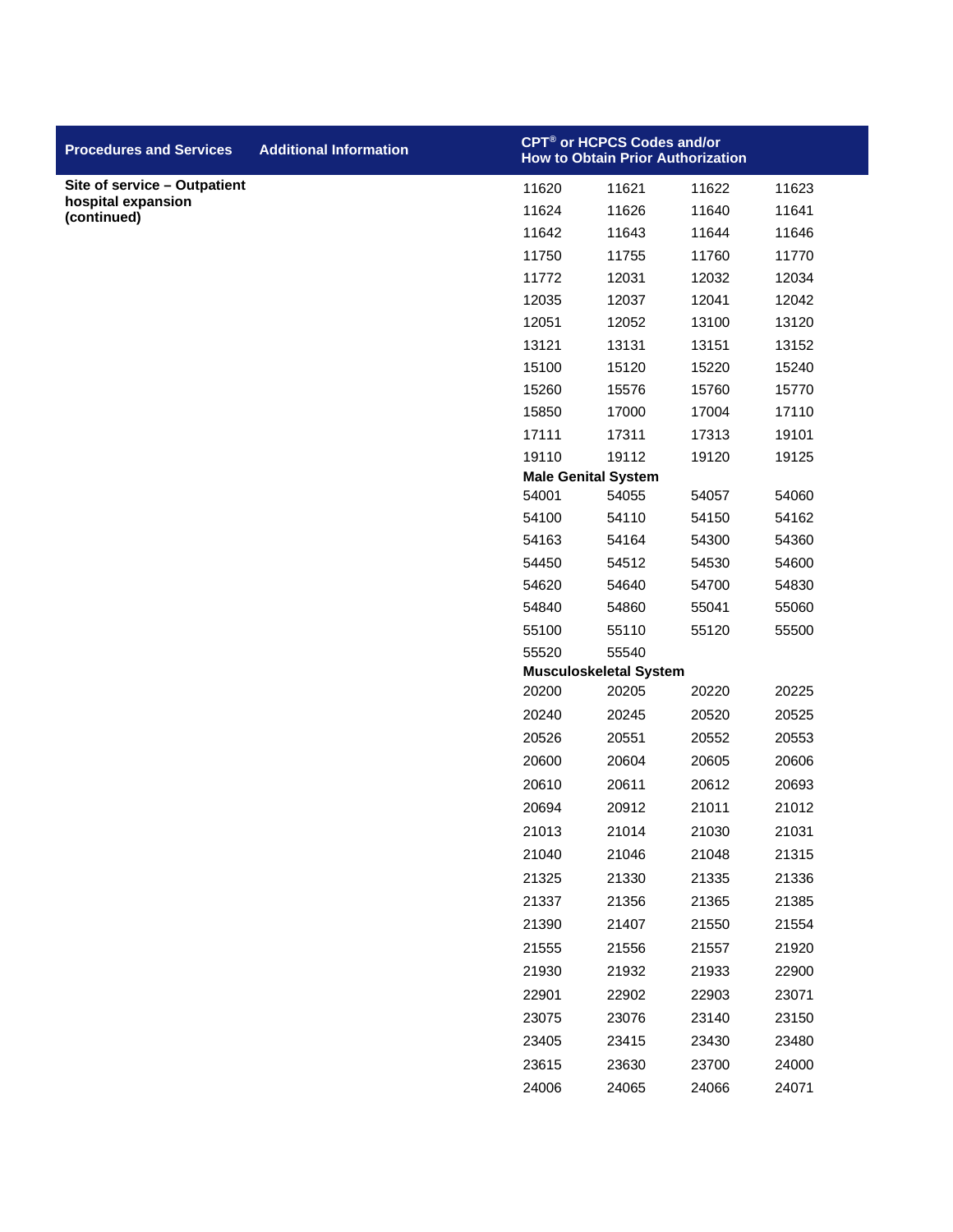| Procedures and Services | Additional Information | CPT® or HCPCS Codes and/or How to Obtain Prior Authorization | | | |
|---|---|---|---|---|---|
| **Site of service – Outpatient hospital expansion (continued)** | | 11620 | 11621 | 11622 | 11623 |
| | | 11624 | 11626 | 11640 | 11641 |
| | | 11642 | 11643 | 11644 | 11646 |
| | | 11750 | 11755 | 11760 | 11770 |
| | | 11772 | 12031 | 12032 | 12034 |
| | | 12035 | 12037 | 12041 | 12042 |
| | | 12051 | 12052 | 13100 | 13120 |
| | | 13121 | 13131 | 13151 | 13152 |
| | | 15100 | 15120 | 15220 | 15240 |
| | | 15260 | 15576 | 15760 | 15770 |
| | | 15850 | 17000 | 17004 | 17110 |
| | | 17111 | 17311 | 17313 | 19101 |
| | | 19110 | 19112 | 19120 | 19125 |
| | | **Male Genital System** | | | |
| | | 54001 | 54055 | 54057 | 54060 |
| | | 54100 | 54110 | 54150 | 54162 |
| | | 54163 | 54164 | 54300 | 54360 |
| | | 54450 | 54512 | 54530 | 54600 |
| | | 54620 | 54640 | 54700 | 54830 |
| | | 54840 | 54860 | 55041 | 55060 |
| | | 55100 | 55110 | 55120 | 55500 |
| | | 55520 | 55540 | | |
| | | **Musculoskeletal System** | | | |
| | | 20200 | 20205 | 20220 | 20225 |
| | | 20240 | 20245 | 20520 | 20525 |
| | | 20526 | 20551 | 20552 | 20553 |
| | | 20600 | 20604 | 20605 | 20606 |
| | | 20610 | 20611 | 20612 | 20693 |
| | | 20694 | 20912 | 21011 | 21012 |
| | | 21013 | 21014 | 21030 | 21031 |
| | | 21040 | 21046 | 21048 | 21315 |
| | | 21325 | 21330 | 21335 | 21336 |
| | | 21337 | 21356 | 21365 | 21385 |
| | | 21390 | 21407 | 21550 | 21554 |
| | | 21555 | 21556 | 21557 | 21920 |
| | | 21930 | 21932 | 21933 | 22900 |
| | | 22901 | 22902 | 22903 | 23071 |
| | | 23075 | 23076 | 23140 | 23150 |
| | | 23405 | 23415 | 23430 | 23480 |
| | | 23615 | 23630 | 23700 | 24000 |
| | | 24006 | 24065 | 24066 | 24071 |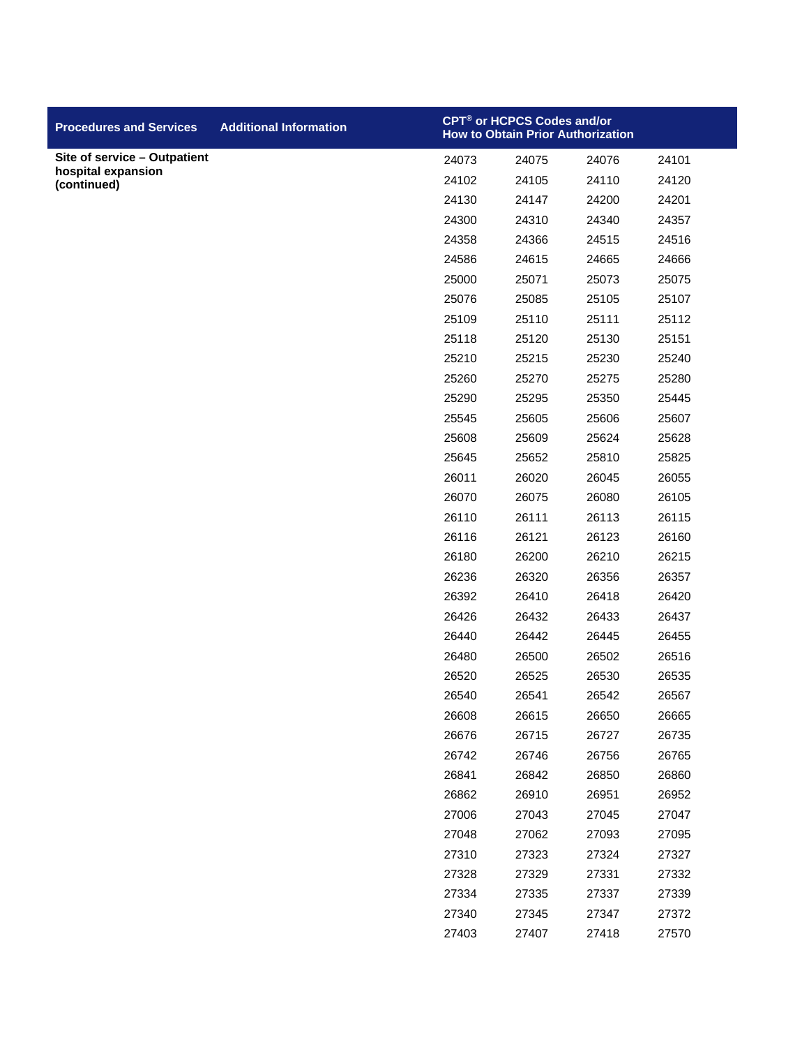| Procedures and Services | Additional Information | CPT® or HCPCS Codes and/or How to Obtain Prior Authorization | | | |
|---|---|---|---|---|---|
| **Site of service – Outpatient hospital expansion (continued)** | | 24073 | 24075 | 24076 | 24101 |
| | | 24102 | 24105 | 24110 | 24120 |
| | | 24130 | 24147 | 24200 | 24201 |
| | | 24300 | 24310 | 24340 | 24357 |
| | | 24358 | 24366 | 24515 | 24516 |
| | | 24586 | 24615 | 24665 | 24666 |
| | | 25000 | 25071 | 25073 | 25075 |
| | | 25076 | 25085 | 25105 | 25107 |
| | | 25109 | 25110 | 25111 | 25112 |
| | | 25118 | 25120 | 25130 | 25151 |
| | | 25210 | 25215 | 25230 | 25240 |
| | | 25260 | 25270 | 25275 | 25280 |
| | | 25290 | 25295 | 25350 | 25445 |
| | | 25545 | 25605 | 25606 | 25607 |
| | | 25608 | 25609 | 25624 | 25628 |
| | | 25645 | 25652 | 25810 | 25825 |
| | | 26011 | 26020 | 26045 | 26055 |
| | | 26070 | 26075 | 26080 | 26105 |
| | | 26110 | 26111 | 26113 | 26115 |
| | | 26116 | 26121 | 26123 | 26160 |
| | | 26180 | 26200 | 26210 | 26215 |
| | | 26236 | 26320 | 26356 | 26357 |
| | | 26392 | 26410 | 26418 | 26420 |
| | | 26426 | 26432 | 26433 | 26437 |
| | | 26440 | 26442 | 26445 | 26455 |
| | | 26480 | 26500 | 26502 | 26516 |
| | | 26520 | 26525 | 26530 | 26535 |
| | | 26540 | 26541 | 26542 | 26567 |
| | | 26608 | 26615 | 26650 | 26665 |
| | | 26676 | 26715 | 26727 | 26735 |
| | | 26742 | 26746 | 26756 | 26765 |
| | | 26841 | 26842 | 26850 | 26860 |
| | | 26862 | 26910 | 26951 | 26952 |
| | | 27006 | 27043 | 27045 | 27047 |
| | | 27048 | 27062 | 27093 | 27095 |
| | | 27310 | 27323 | 27324 | 27327 |
| | | 27328 | 27329 | 27331 | 27332 |
| | | 27334 | 27335 | 27337 | 27339 |
| | | 27340 | 27345 | 27347 | 27372 |
| | | 27403 | 27407 | 27418 | 27570 |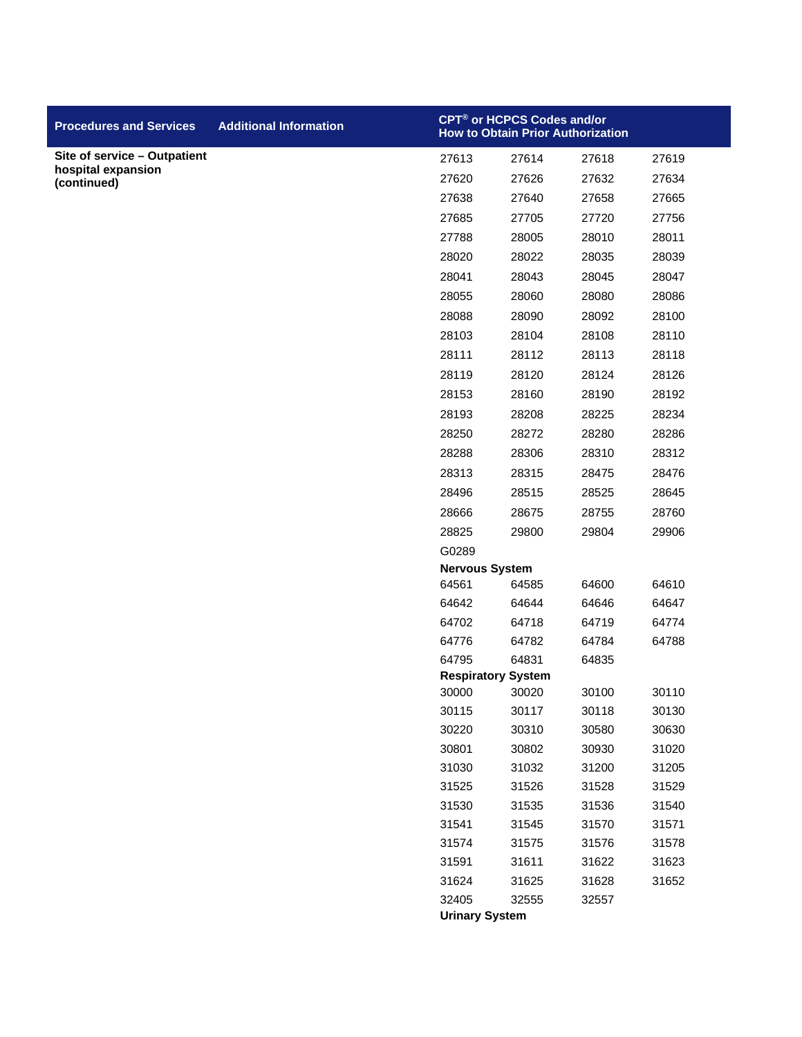| Procedures and Services | Additional Information | CPT® or HCPCS Codes and/or How to Obtain Prior Authorization | | | |
|---|---|---|---|---|---|
| **Site of service – Outpatient hospital expansion (continued)** | | 27613 | 27614 | 27618 | 27619 |
| | | 27620 | 27626 | 27632 | 27634 |
| | | 27638 | 27640 | 27658 | 27665 |
| | | 27685 | 27705 | 27720 | 27756 |
| | | 27788 | 28005 | 28010 | 28011 |
| | | 28020 | 28022 | 28035 | 28039 |
| | | 28041 | 28043 | 28045 | 28047 |
| | | 28055 | 28060 | 28080 | 28086 |
| | | 28088 | 28090 | 28092 | 28100 |
| | | 28103 | 28104 | 28108 | 28110 |
| | | 28111 | 28112 | 28113 | 28118 |
| | | 28119 | 28120 | 28124 | 28126 |
| | | 28153 | 28160 | 28190 | 28192 |
| | | 28193 | 28208 | 28225 | 28234 |
| | | 28250 | 28272 | 28280 | 28286 |
| | | 28288 | 28306 | 28310 | 28312 |
| | | 28313 | 28315 | 28475 | 28476 |
| | | 28496 | 28515 | 28525 | 28645 |
| | | 28666 | 28675 | 28755 | 28760 |
| | | 28825 | 29800 | 29804 | 29906 |
| | | G0289 | | | |
| | | **Nervous System** | | | |
| | | 64561 | 64585 | 64600 | 64610 |
| | | 64642 | 64644 | 64646 | 64647 |
| | | 64702 | 64718 | 64719 | 64774 |
| | | 64776 | 64782 | 64784 | 64788 |
| | | 64795 | 64831 | 64835 | |
| | | **Respiratory System** | | | |
| | | 30000 | 30020 | 30100 | 30110 |
| | | 30115 | 30117 | 30118 | 30130 |
| | | 30220 | 30310 | 30580 | 30630 |
| | | 30801 | 30802 | 30930 | 31020 |
| | | 31030 | 31032 | 31200 | 31205 |
| | | 31525 | 31526 | 31528 | 31529 |
| | | 31530 | 31535 | 31536 | 31540 |
| | | 31541 | 31545 | 31570 | 31571 |
| | | 31574 | 31575 | 31576 | 31578 |
| | | 31591 | 31611 | 31622 | 31623 |
| | | 31624 | 31625 | 31628 | 31652 |
| | | 32405 | 32555 | 32557 | |
| | | **Urinary System** | | | |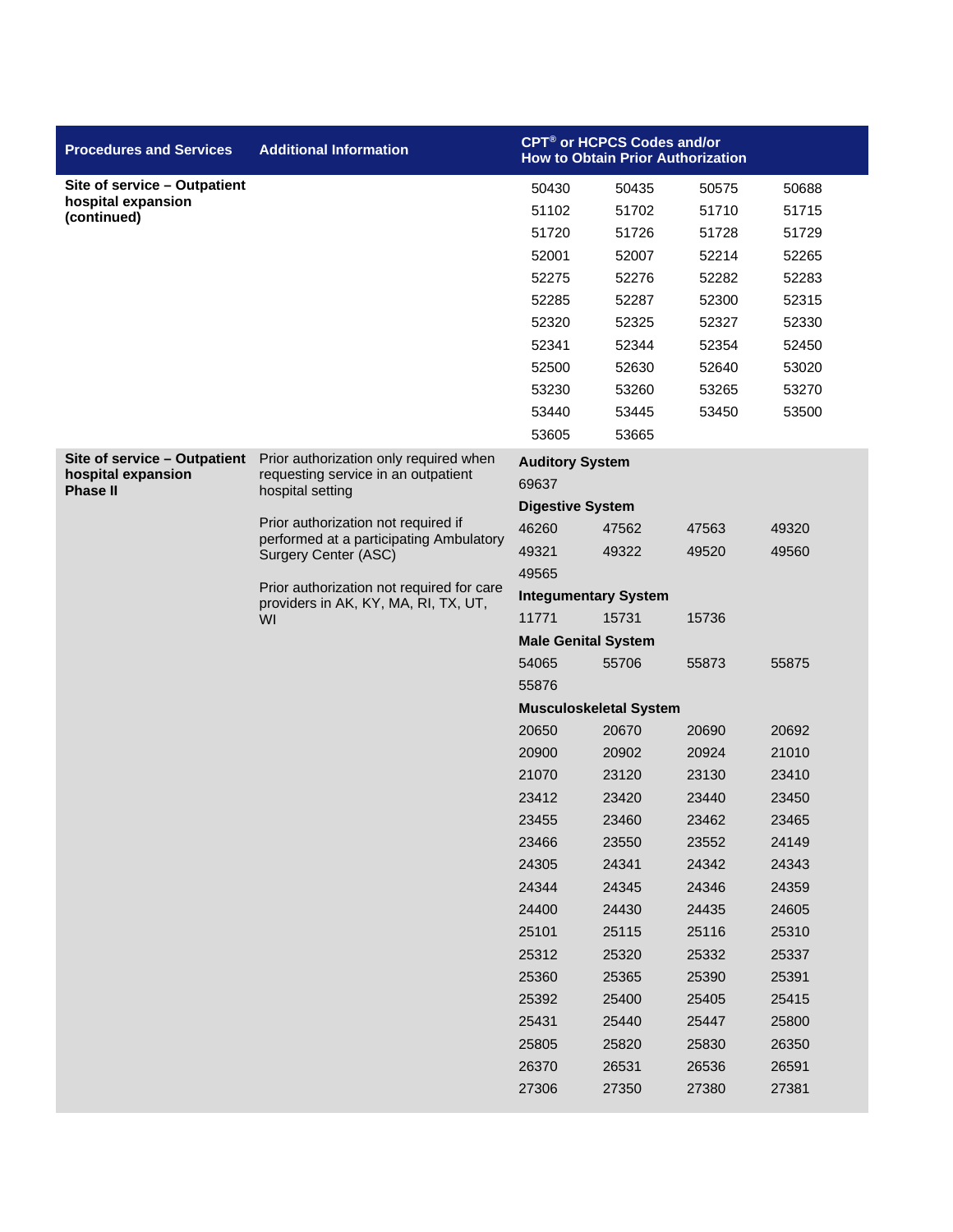| Procedures and Services | Additional Information | CPT® or HCPCS Codes and/or How to Obtain Prior Authorization | | | |
|---|---|---|---|---|---|
| **Site of service – Outpatient hospital expansion (continued)** | | 50430 | 50435 | 50575 | 50688 |
| | | 51102 | 51702 | 51710 | 51715 |
| | | 51720 | 51726 | 51728 | 51729 |
| | | 52001 | 52007 | 52214 | 52265 |
| | | 52275 | 52276 | 52282 | 52283 |
| | | 52285 | 52287 | 52300 | 52315 |
| | | 52320 | 52325 | 52327 | 52330 |
| | | 52341 | 52344 | 52354 | 52450 |
| | | 52500 | 52630 | 52640 | 53020 |
| | | 53230 | 53260 | 53265 | 53270 |
| | | 53440 | 53445 | 53450 | 53500 |
| | | 53605 | 53665 | | |
| **Site of service – Outpatient hospital expansion Phase II** | Prior authorization only required when requesting service in an outpatient hospital setting<br><br>Prior authorization not required if performed at a participating Ambulatory Surgery Center (ASC)<br><br>Prior authorization not required for care providers in AK, KY, MA, RI, TX, UT, WI | **Auditory System** | | | |
| | | 69637 | | | |
| | | **Digestive System** | | | |
| | | 46260 | 47562 | 47563 | 49320 |
| | | 49321 | 49322 | 49520 | 49560 |
| | | 49565 | | | |
| | | **Integumentary System** | | | |
| | | 11771 | 15731 | 15736 | |
| | | **Male Genital System** | | | |
| | | 54065 | 55706 | 55873 | 55875 |
| | | 55876 | | | |
| | | **Musculoskeletal System** | | | |
| | | 20650 | 20670 | 20690 | 20692 |
| | | 20900 | 20902 | 20924 | 21010 |
| | | 21070 | 23120 | 23130 | 23410 |
| | | 23412 | 23420 | 23440 | 23450 |
| | | 23455 | 23460 | 23462 | 23465 |
| | | 23466 | 23550 | 23552 | 24149 |
| | | 24305 | 24341 | 24342 | 24343 |
| | | 24344 | 24345 | 24346 | 24359 |
| | | 24400 | 24430 | 24435 | 24605 |
| | | 25101 | 25115 | 25116 | 25310 |
| | | 25312 | 25320 | 25332 | 25337 |
| | | 25360 | 25365 | 25390 | 25391 |
| | | 25392 | 25400 | 25405 | 25415 |
| | | 25431 | 25440 | 25447 | 25800 |
| | | 25805 | 25820 | 25830 | 26350 |
| | | 26370 | 26531 | 26536 | 26591 |
| | | 27306 | 27350 | 27380 | 27381 |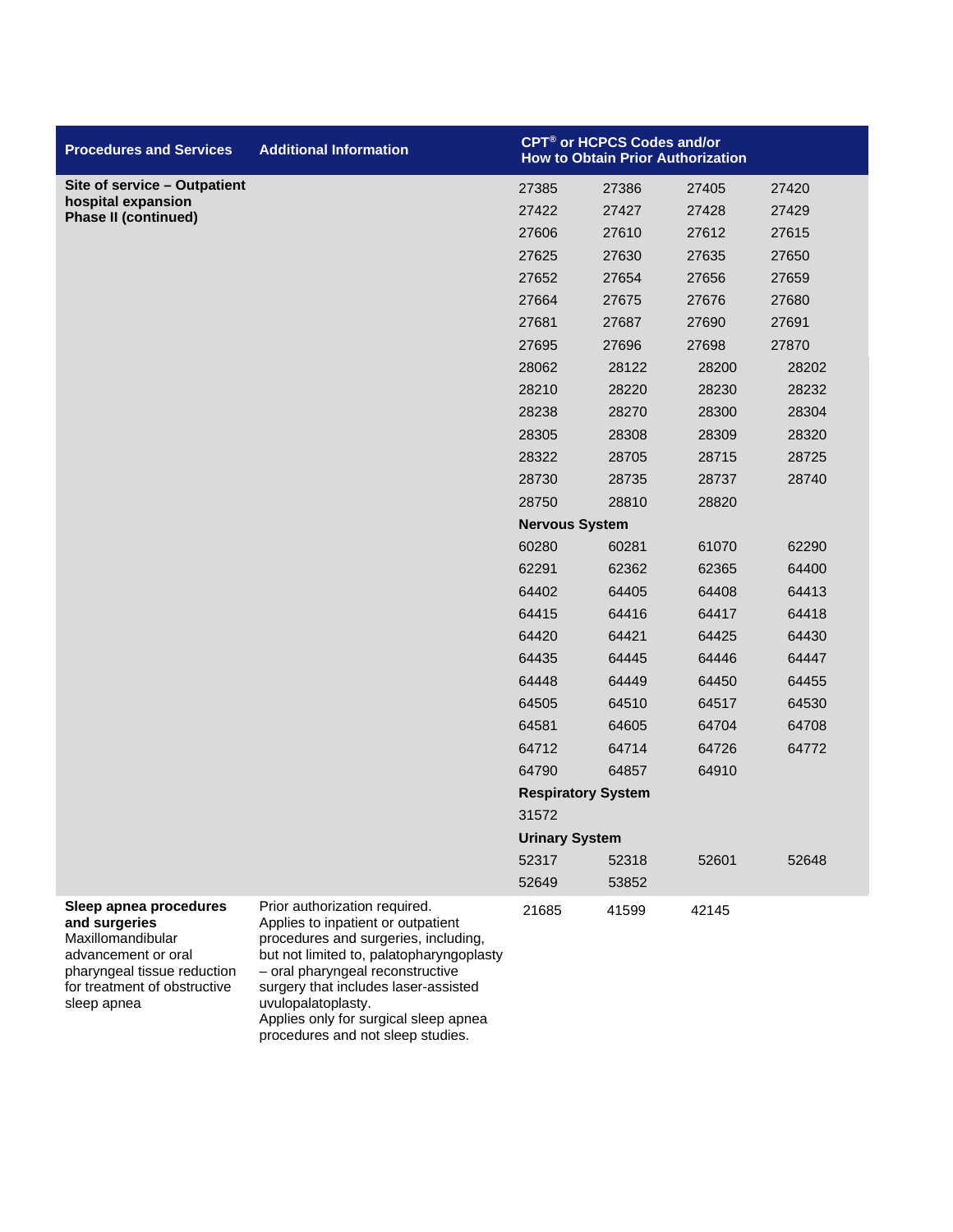| Procedures and Services | Additional Information | CPT® or HCPCS Codes and/or How to Obtain Prior Authorization | | | |
|---|---|---|---|---|---|
| **Site of service – Outpatient hospital expansion Phase II (continued)** | | 27385 | 27386 | 27405 | 27420 |
| | | 27422 | 27427 | 27428 | 27429 |
| | | 27606 | 27610 | 27612 | 27615 |
| | | 27625 | 27630 | 27635 | 27650 |
| | | 27652 | 27654 | 27656 | 27659 |
| | | 27664 | 27675 | 27676 | 27680 |
| | | 27681 | 27687 | 27690 | 27691 |
| | | 27695 | 27696 | 27698 | 27870 |
| | | 28062 | 28122 | 28200 | 28202 |
| | | 28210 | 28220 | 28230 | 28232 |
| | | 28238 | 28270 | 28300 | 28304 |
| | | 28305 | 28308 | 28309 | 28320 |
| | | 28322 | 28705 | 28715 | 28725 |
| | | 28730 | 28735 | 28737 | 28740 |
| | | 28750 | 28810 | 28820 | |
| | | **Nervous System** | | | |
| | | 60280 | 60281 | 61070 | 62290 |
| | | 62291 | 62362 | 62365 | 64400 |
| | | 64402 | 64405 | 64408 | 64413 |
| | | 64415 | 64416 | 64417 | 64418 |
| | | 64420 | 64421 | 64425 | 64430 |
| | | 64435 | 64445 | 64446 | 64447 |
| | | 64448 | 64449 | 64450 | 64455 |
| | | 64505 | 64510 | 64517 | 64530 |
| | | 64581 | 64605 | 64704 | 64708 |
| | | 64712 | 64714 | 64726 | 64772 |
| | | 64790 | 64857 | 64910 | |
| | | **Respiratory System** | | | |
| | | 31572 | | | |
| | | **Urinary System** | | | |
| | | 52317 | 52318 | 52601 | 52648 |
| | | 52649 | 53852 | | |
| **Sleep apnea procedures and surgeries** Maxillomandibular advancement or oral pharyngeal tissue reduction for treatment of obstructive sleep apnea | Prior authorization required. Applies to inpatient or outpatient procedures and surgeries, including, but not limited to, palatopharyngoplasty – oral pharyngeal reconstructive surgery that includes laser-assisted uvulopalatoplasty. Applies only for surgical sleep apnea procedures and not sleep studies. | 21685 | 41599 | 42145 | |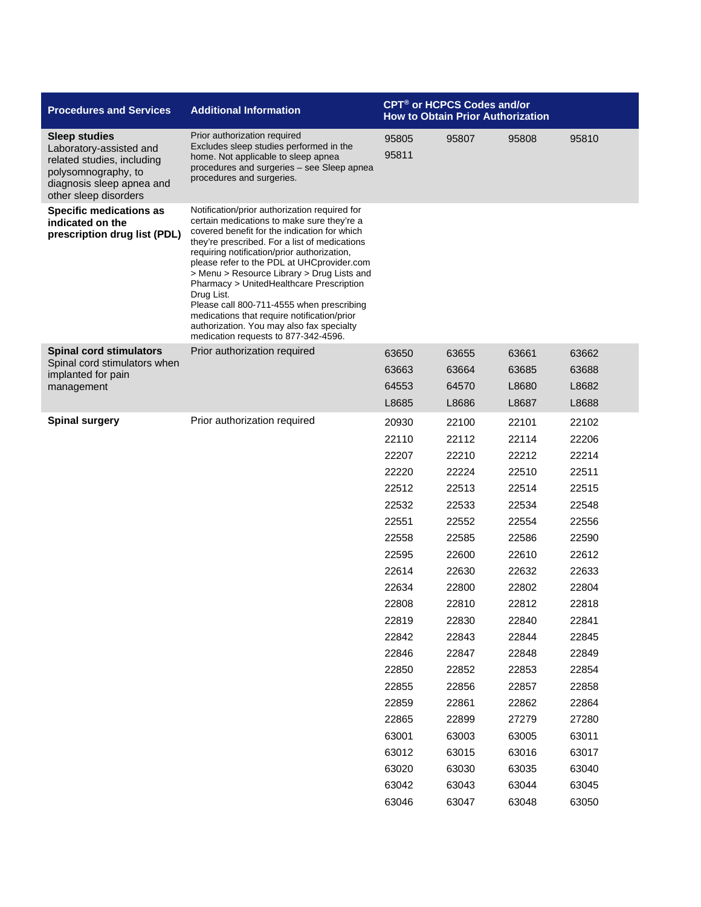| Procedures and Services | Additional Information | CPT® or HCPCS Codes and/or How to Obtain Prior Authorization | | | |
|---|---|---|---|---|---|
| **Sleep studies**<br>Laboratory-assisted and related studies, including polysomnography, to diagnosis sleep apnea and other sleep disorders | Prior authorization required<br>Excludes sleep studies performed in the home. Not applicable to sleep apnea procedures and surgeries – see Sleep apnea procedures and surgeries. | 95805<br>95811 | 95807 | 95808 | 95810 |
| **Specific medications as indicated on the prescription drug list (PDL)** | Notification/prior authorization required for certain medications to make sure they're a covered benefit for the indication for which they're prescribed. For a list of medications requiring notification/prior authorization, please refer to the PDL at UHCprovider.com > Menu > Resource Library > Drug Lists and Pharmacy > UnitedHealthcare Prescription Drug List.<br>Please call 800-711-4555 when prescribing medications that require notification/prior authorization. You may also fax specialty medication requests to 877-342-4596. | | | | |
| **Spinal cord stimulators**<br>Spinal cord stimulators when implanted for pain management | Prior authorization required | 63650<br>63663<br>64553<br>L8685 | 63655<br>63664<br>64570<br>L8686 | 63661<br>63685<br>L8680<br>L8687 | 63662<br>63688<br>L8682<br>L8688 |
| **Spinal surgery** | Prior authorization required | 20930<br>22110<br>22207<br>22220<br>22512<br>22532<br>22551<br>22558<br>22595<br>22614<br>22634<br>22808<br>22819<br>22842<br>22846<br>22850<br>22855<br>22859<br>22865<br>63001<br>63012<br>63020<br>63042<br>63046 | 22100<br>22112<br>22210<br>22224<br>22513<br>22533<br>22552<br>22585<br>22600<br>22630<br>22800<br>22810<br>22830<br>22843<br>22847<br>22852<br>22856<br>22861<br>22899<br>63003<br>63015<br>63030<br>63043<br>63047 | 22101<br>22114<br>22212<br>22510<br>22514<br>22534<br>22554<br>22586<br>22610<br>22632<br>22802<br>22812<br>22840<br>22844<br>22848<br>22853<br>22857<br>22862<br>27279<br>63005<br>63016<br>63035<br>63044<br>63048 | 22102<br>22206<br>22214<br>22511<br>22515<br>22548<br>22556<br>22590<br>22612<br>22633<br>22804<br>22818<br>22841<br>22845<br>22849<br>22854<br>22858<br>22864<br>27280<br>63011<br>63017<br>63040<br>63045<br>63050 |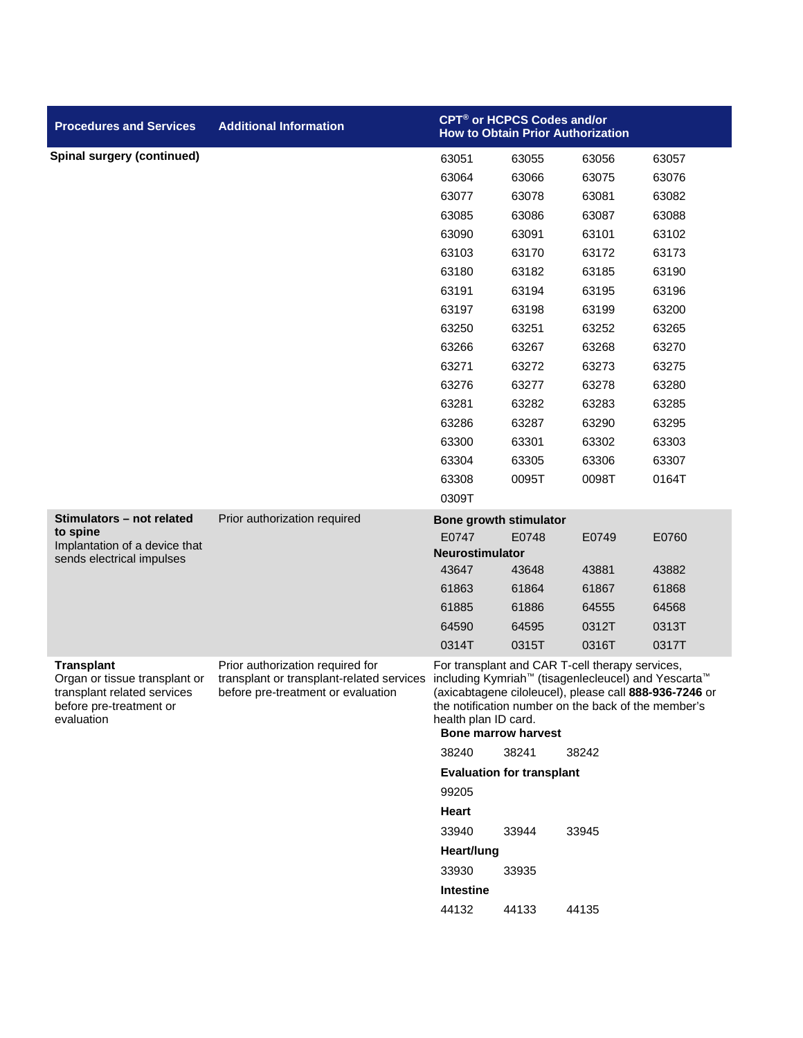| Procedures and Services | Additional Information | CPT® or HCPCS Codes and/or How to Obtain Prior Authorization |
|---|---|---|
| **Spinal surgery (continued)** | | 63051 63055 63056 63057<br>63064 63066 63075 63076<br>63077 63078 63081 63082<br>63085 63086 63087 63088<br>63090 63091 63101 63102<br>63103 63170 63172 63173<br>63180 63182 63185 63190<br>63191 63194 63195 63196<br>63197 63198 63199 63200<br>63250 63251 63252 63265<br>63266 63267 63268 63270<br>63271 63272 63273 63275<br>63276 63277 63278 63280<br>63281 63282 63283 63285<br>63286 63287 63290 63295<br>63300 63301 63302 63303<br>63304 63305 63306 63307<br>63308 0095T 0098T 0164T<br>0309T |
| **Stimulators – not related to spine**<br>Implantation of a device that sends electrical impulses | Prior authorization required | **Bone growth stimulator**<br>E0747 E0748 E0749 E0760<br>**Neurostimulator**<br>43647 43648 43881 43882<br>61863 61864 61867 61868<br>61885 61886 64555 64568<br>64590 64595 0312T 0313T<br>0314T 0315T 0316T 0317T |
| **Transplant**<br>Organ or tissue transplant or transplant related services before pre-treatment or evaluation | Prior authorization required for transplant or transplant-related services before pre-treatment or evaluation | For transplant and CAR T-cell therapy services, including Kymriah™ (tisagenlecleucel) and Yescarta™ (axicabtagene ciloleucel), please call **888-936-7246** or the notification number on the back of the member's health plan ID card.<br>**Bone marrow harvest**<br>38240 38241 38242<br>**Evaluation for transplant**<br>99205<br>**Heart**<br>33940 33944 33945<br>**Heart/lung**<br>33930 33935<br>**Intestine**<br>44132 44133 44135 |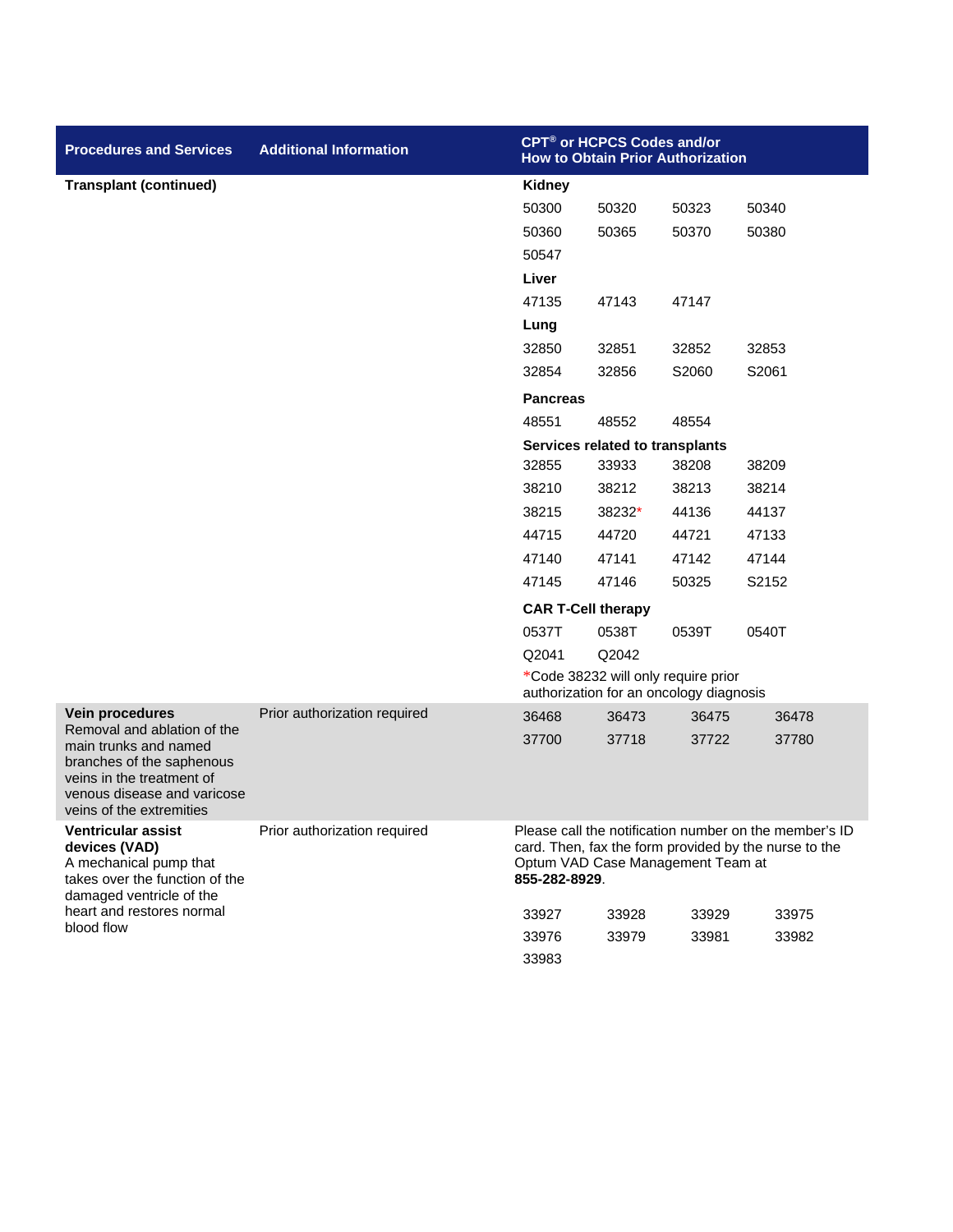| Procedures and Services | Additional Information | CPT® or HCPCS Codes and/or How to Obtain Prior Authorization |
|---|---|---|
| **Transplant (continued)** | | **Kidney**<br>50300 50320 50323 50340<br>50360 50365 50370 50380<br>50547<br>**Liver**<br>47135 47143 47147<br>**Lung**<br>32850 32851 32852 32853<br>32854 32856 S2060 S2061<br>**Pancreas**<br>48551 48552 48554<br>**Services related to transplants**<br>32855 33933 38208 38209<br>38210 38212 38213 38214<br>38215 38232* 44136 44137<br>44715 44720 44721 47133<br>47140 47141 47142 47144<br>47145 47146 50325 S2152<br>**CAR T-Cell therapy**<br>0537T 0538T 0539T 0540T<br>Q2041 Q2042<br>*Code 38232 will only require prior authorization for an oncology diagnosis |
| **Vein procedures**<br>Removal and ablation of the main trunks and named branches of the saphenous veins in the treatment of venous disease and varicose veins of the extremities | Prior authorization required | 36468 36473 36475 36478<br>37700 37718 37722 37780 |
| **Ventricular assist devices (VAD)**<br>A mechanical pump that takes over the function of the damaged ventricle of the heart and restores normal blood flow | Prior authorization required | Please call the notification number on the member's ID card. Then, fax the form provided by the nurse to the Optum VAD Case Management Team at **855-282-8929**.<br>33927 33928 33929 33975<br>33976 33979 33981 33982<br>33983 |